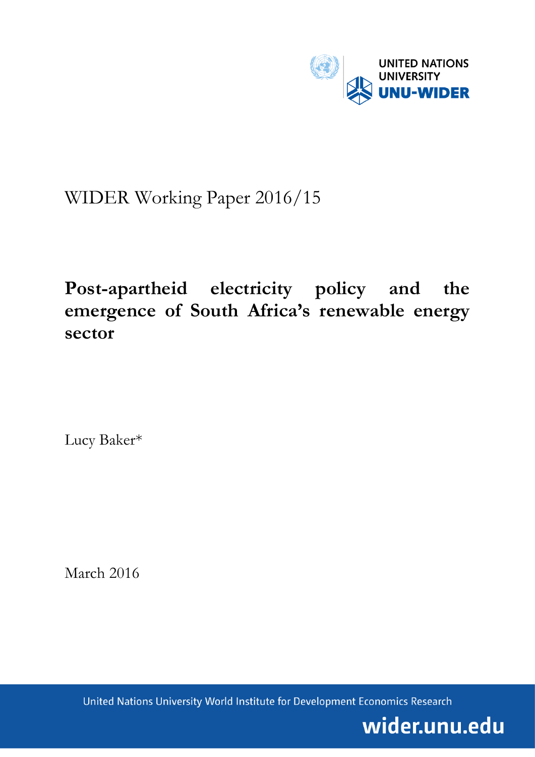UNITED NATIONS UNIVERSITY

UNU-WIDER

WIDER Working Paper 2016/15

# Post-apartheid electricity policy and the emergence of South Africa's renewable energy sector

Lucy Baker*

March 2016

United Nations University World Institute for Development Economics Research

wider.unu.edu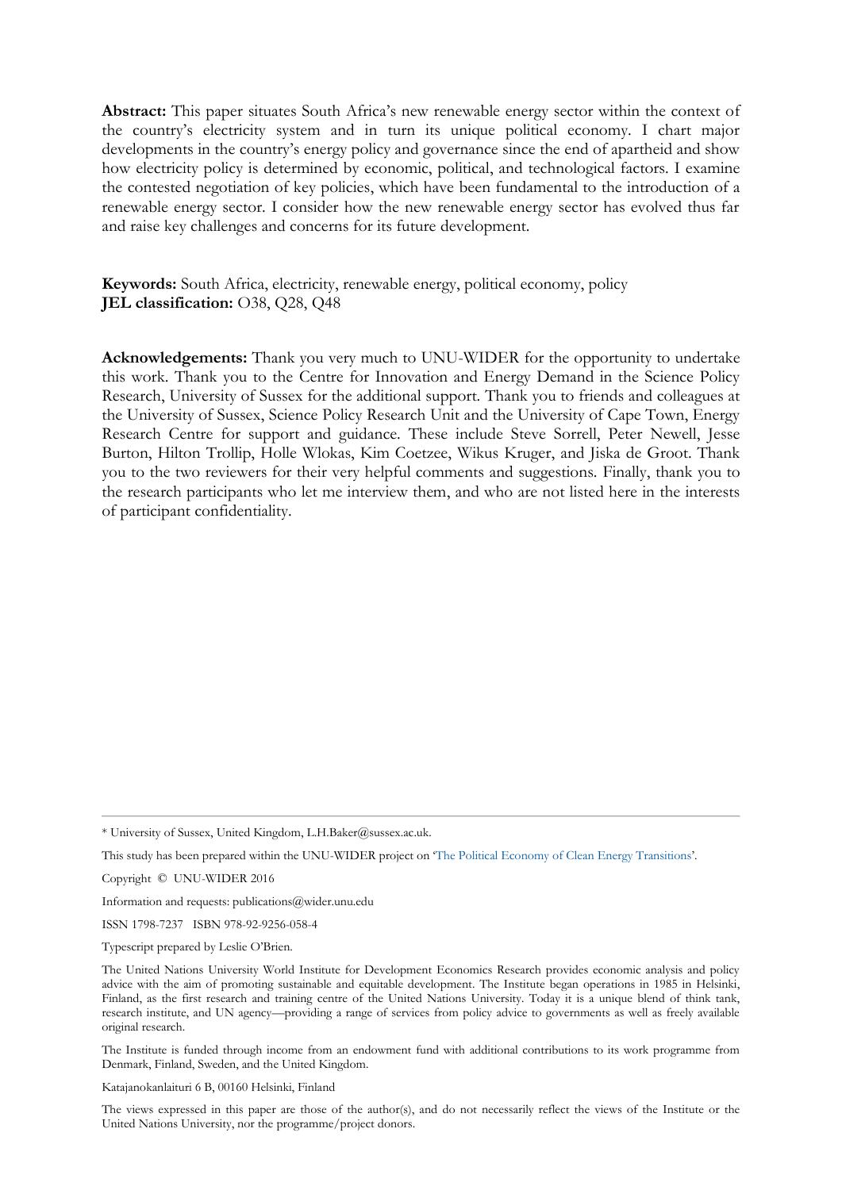**Abstract:** This paper situates South Africa's new renewable energy sector within the context of the country's electricity system and in turn its unique political economy. I chart major developments in the country's energy policy and governance since the end of apartheid and show how electricity policy is determined by economic, political, and technological factors. I examine the contested negotiation of key policies, which have been fundamental to the introduction of a renewable energy sector. I consider how the new renewable energy sector has evolved thus far and raise key challenges and concerns for its future development.

**Keywords:** South Africa, electricity, renewable energy, political economy, policy
**JEL classification:** O38, Q28, Q48

**Acknowledgements:** Thank you very much to UNU-WIDER for the opportunity to undertake this work. Thank you to the Centre for Innovation and Energy Demand in the Science Policy Research, University of Sussex for the additional support. Thank you to friends and colleagues at the University of Sussex, Science Policy Research Unit and the University of Cape Town, Energy Research Centre for support and guidance. These include Steve Sorrell, Peter Newell, Jesse Burton, Hilton Trollip, Holle Wlokas, Kim Coetzee, Wikus Kruger, and Jiska de Groot. Thank you to the two reviewers for their very helpful comments and suggestions. Finally, thank you to the research participants who let me interview them, and who are not listed here in the interests of participant confidentiality.

---

* University of Sussex, United Kingdom, L.H.Baker@sussex.ac.uk.

This study has been prepared within the UNU-WIDER project on 'The Political Economy of Clean Energy Transitions'.

Copyright © UNU-WIDER 2016

Information and requests: publications@wider.unu.edu

ISSN 1798-7237 ISBN 978-92-9256-058-4

Typescript prepared by Leslie O'Brien.

The United Nations University World Institute for Development Economics Research provides economic analysis and policy advice with the aim of promoting sustainable and equitable development. The Institute began operations in 1985 in Helsinki, Finland, as the first research and training centre of the United Nations University. Today it is a unique blend of think tank, research institute, and UN agency—providing a range of services from policy advice to governments as well as freely available original research.

The Institute is funded through income from an endowment fund with additional contributions to its work programme from Denmark, Finland, Sweden, and the United Kingdom.

Katajanokanlaituri 6 B, 00160 Helsinki, Finland

The views expressed in this paper are those of the author(s), and do not necessarily reflect the views of the Institute or the United Nations University, nor the programme/project donors.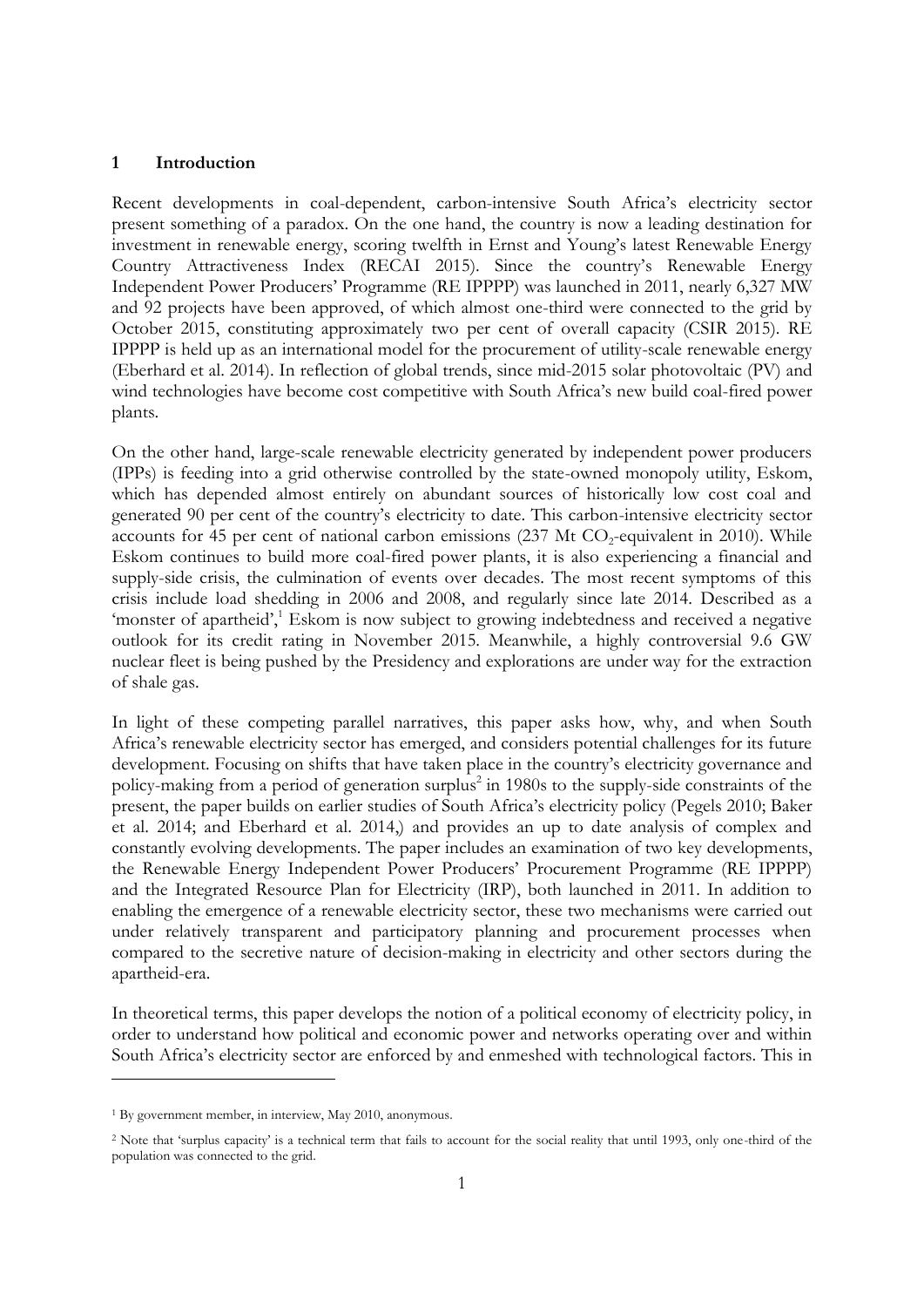## 1 Introduction

Recent developments in coal-dependent, carbon-intensive South Africa's electricity sector present something of a paradox. On the one hand, the country is now a leading destination for investment in renewable energy, scoring twelfth in Ernst and Young's latest Renewable Energy Country Attractiveness Index (RECAI 2015). Since the country's Renewable Energy Independent Power Producers' Programme (RE IPPPP) was launched in 2011, nearly 6,327 MW and 92 projects have been approved, of which almost one-third were connected to the grid by October 2015, constituting approximately two per cent of overall capacity (CSIR 2015). RE IPPPP is held up as an international model for the procurement of utility-scale renewable energy (Eberhard et al. 2014). In reflection of global trends, since mid-2015 solar photovoltaic (PV) and wind technologies have become cost competitive with South Africa's new build coal-fired power plants.

On the other hand, large-scale renewable electricity generated by independent power producers (IPPs) is feeding into a grid otherwise controlled by the state-owned monopoly utility, Eskom, which has depended almost entirely on abundant sources of historically low cost coal and generated 90 per cent of the country's electricity to date. This carbon-intensive electricity sector accounts for 45 per cent of national carbon emissions (237 Mt $CO_2$-equivalent in 2010). While Eskom continues to build more coal-fired power plants, it is also experiencing a financial and supply-side crisis, the culmination of events over decades. The most recent symptoms of this crisis include load shedding in 2006 and 2008, and regularly since late 2014. Described as a 'monster of apartheid',[1] Eskom is now subject to growing indebtedness and received a negative outlook for its credit rating in November 2015. Meanwhile, a highly controversial 9.6 GW nuclear fleet is being pushed by the Presidency and explorations are under way for the extraction of shale gas.

In light of these competing parallel narratives, this paper asks how, why, and when South Africa's renewable electricity sector has emerged, and considers potential challenges for its future development. Focusing on shifts that have taken place in the country's electricity governance and policy-making from a period of generation surplus[2] in 1980s to the supply-side constraints of the present, the paper builds on earlier studies of South Africa's electricity policy (Pegels 2010; Baker et al. 2014; and Eberhard et al. 2014,) and provides an up to date analysis of complex and constantly evolving developments. The paper includes an examination of two key developments, the Renewable Energy Independent Power Producers' Procurement Programme (RE IPPPP) and the Integrated Resource Plan for Electricity (IRP), both launched in 2011. In addition to enabling the emergence of a renewable electricity sector, these two mechanisms were carried out under relatively transparent and participatory planning and procurement processes when compared to the secretive nature of decision-making in electricity and other sectors during the apartheid-era.

In theoretical terms, this paper develops the notion of a political economy of electricity policy, in order to understand how political and economic power and networks operating over and within South Africa's electricity sector are enforced by and enmeshed with technological factors. This in

[1] By government member, in interview, May 2010, anonymous.

[2] Note that 'surplus capacity' is a technical term that fails to account for the social reality that until 1993, only one-third of the population was connected to the grid.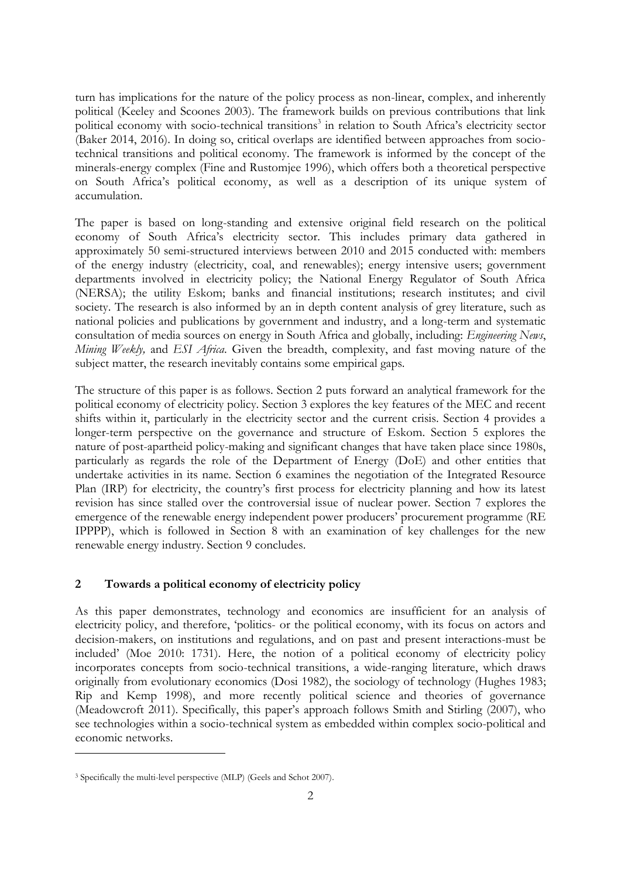turn has implications for the nature of the policy process as non-linear, complex, and inherently political (Keeley and Scoones 2003). The framework builds on previous contributions that link political economy with socio-technical transitions[3] in relation to South Africa's electricity sector (Baker 2014, 2016). In doing so, critical overlaps are identified between approaches from socio-technical transitions and political economy. The framework is informed by the concept of the minerals-energy complex (Fine and Rustomjee 1996), which offers both a theoretical perspective on South Africa's political economy, as well as a description of its unique system of accumulation.

The paper is based on long-standing and extensive original field research on the political economy of South Africa's electricity sector. This includes primary data gathered in approximately 50 semi-structured interviews between 2010 and 2015 conducted with: members of the energy industry (electricity, coal, and renewables); energy intensive users; government departments involved in electricity policy; the National Energy Regulator of South Africa (NERSA); the utility Eskom; banks and financial institutions; research institutes; and civil society. The research is also informed by an in depth content analysis of grey literature, such as national policies and publications by government and industry, and a long-term and systematic consultation of media sources on energy in South Africa and globally, including: *Engineering News*, *Mining Weekly,* and *ESI Africa*. Given the breadth, complexity, and fast moving nature of the subject matter, the research inevitably contains some empirical gaps.

The structure of this paper is as follows. Section 2 puts forward an analytical framework for the political economy of electricity policy. Section 3 explores the key features of the MEC and recent shifts within it, particularly in the electricity sector and the current crisis. Section 4 provides a longer-term perspective on the governance and structure of Eskom. Section 5 explores the nature of post-apartheid policy-making and significant changes that have taken place since 1980s, particularly as regards the role of the Department of Energy (DoE) and other entities that undertake activities in its name. Section 6 examines the negotiation of the Integrated Resource Plan (IRP) for electricity, the country's first process for electricity planning and how its latest revision has since stalled over the controversial issue of nuclear power. Section 7 explores the emergence of the renewable energy independent power producers' procurement programme (RE IPPPP), which is followed in Section 8 with an examination of key challenges for the new renewable energy industry. Section 9 concludes.

## 2 Towards a political economy of electricity policy

As this paper demonstrates, technology and economics are insufficient for an analysis of electricity policy, and therefore, 'politics- or the political economy, with its focus on actors and decision-makers, on institutions and regulations, and on past and present interactions-must be included' (Moe 2010: 1731). Here, the notion of a political economy of electricity policy incorporates concepts from socio-technical transitions, a wide-ranging literature, which draws originally from evolutionary economics (Dosi 1982), the sociology of technology (Hughes 1983; Rip and Kemp 1998), and more recently political science and theories of governance (Meadowcroft 2011). Specifically, this paper's approach follows Smith and Stirling (2007), who see technologies within a socio-technical system as embedded within complex socio-political and economic networks.

[3] Specifically the multi-level perspective (MLP) (Geels and Schot 2007).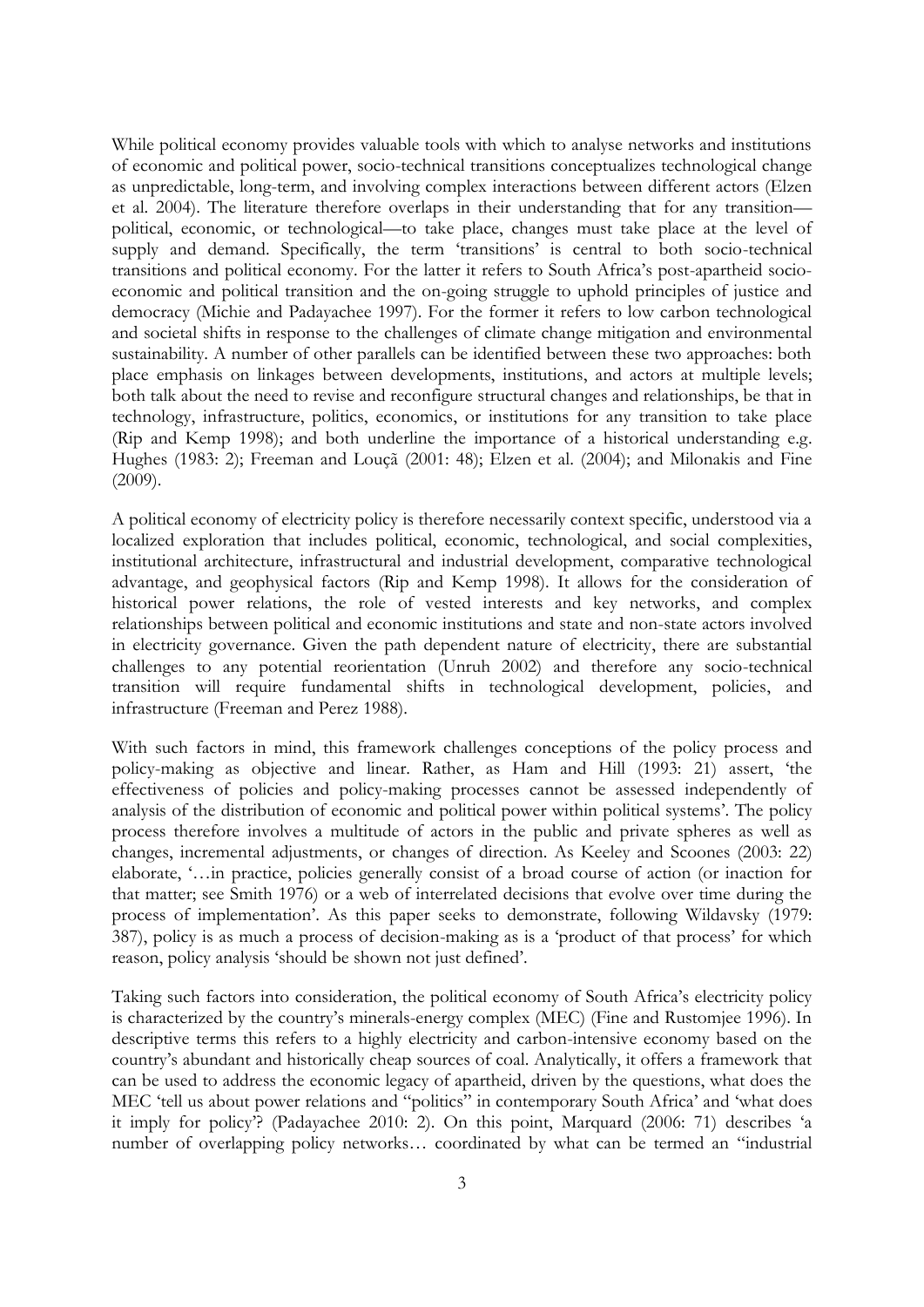While political economy provides valuable tools with which to analyse networks and institutions of economic and political power, socio-technical transitions conceptualizes technological change as unpredictable, long-term, and involving complex interactions between different actors (Elzen et al. 2004). The literature therefore overlaps in their understanding that for any transition—political, economic, or technological—to take place, changes must take place at the level of supply and demand. Specifically, the term 'transitions' is central to both socio-technical transitions and political economy. For the latter it refers to South Africa's post-apartheid socio-economic and political transition and the on-going struggle to uphold principles of justice and democracy (Michie and Padayachee 1997). For the former it refers to low carbon technological and societal shifts in response to the challenges of climate change mitigation and environmental sustainability. A number of other parallels can be identified between these two approaches: both place emphasis on linkages between developments, institutions, and actors at multiple levels; both talk about the need to revise and reconfigure structural changes and relationships, be that in technology, infrastructure, politics, economics, or institutions for any transition to take place (Rip and Kemp 1998); and both underline the importance of a historical understanding e.g. Hughes (1983: 2); Freeman and Louçã (2001: 48); Elzen et al. (2004); and Milonakis and Fine (2009).

A political economy of electricity policy is therefore necessarily context specific, understood via a localized exploration that includes political, economic, technological, and social complexities, institutional architecture, infrastructural and industrial development, comparative technological advantage, and geophysical factors (Rip and Kemp 1998). It allows for the consideration of historical power relations, the role of vested interests and key networks, and complex relationships between political and economic institutions and state and non-state actors involved in electricity governance. Given the path dependent nature of electricity, there are substantial challenges to any potential reorientation (Unruh 2002) and therefore any socio-technical transition will require fundamental shifts in technological development, policies, and infrastructure (Freeman and Perez 1988).

With such factors in mind, this framework challenges conceptions of the policy process and policy-making as objective and linear. Rather, as Ham and Hill (1993: 21) assert, 'the effectiveness of policies and policy-making processes cannot be assessed independently of analysis of the distribution of economic and political power within political systems'. The policy process therefore involves a multitude of actors in the public and private spheres as well as changes, incremental adjustments, or changes of direction. As Keeley and Scoones (2003: 22) elaborate, '…in practice, policies generally consist of a broad course of action (or inaction for that matter; see Smith 1976) or a web of interrelated decisions that evolve over time during the process of implementation'. As this paper seeks to demonstrate, following Wildavsky (1979: 387), policy is as much a process of decision-making as is a 'product of that process' for which reason, policy analysis 'should be shown not just defined'.

Taking such factors into consideration, the political economy of South Africa's electricity policy is characterized by the country's minerals-energy complex (MEC) (Fine and Rustomjee 1996). In descriptive terms this refers to a highly electricity and carbon-intensive economy based on the country's abundant and historically cheap sources of coal. Analytically, it offers a framework that can be used to address the economic legacy of apartheid, driven by the questions, what does the MEC 'tell us about power relations and "politics" in contemporary South Africa' and 'what does it imply for policy'? (Padayachee 2010: 2). On this point, Marquard (2006: 71) describes 'a number of overlapping policy networks… coordinated by what can be termed an "industrial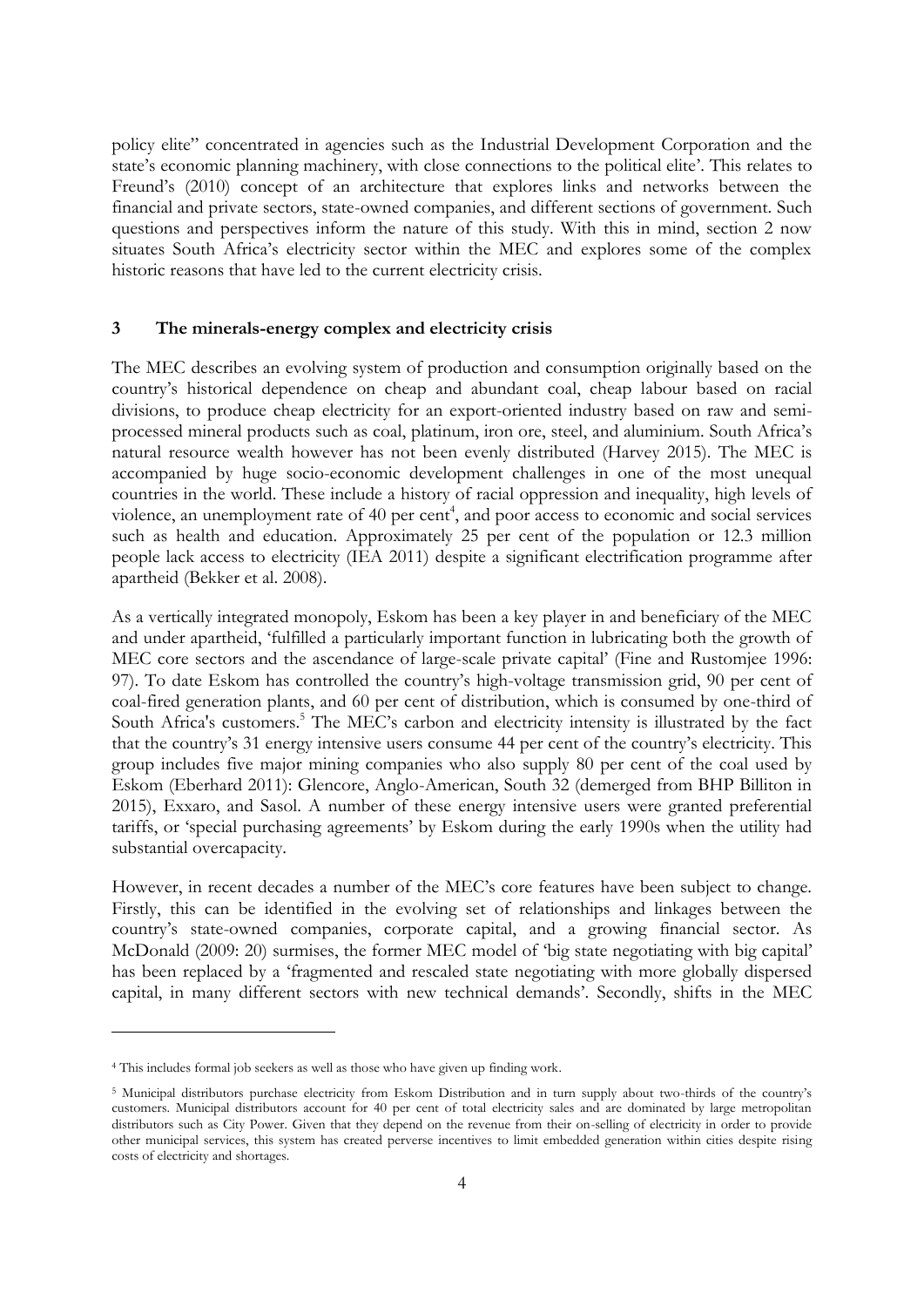policy elite" concentrated in agencies such as the Industrial Development Corporation and the state's economic planning machinery, with close connections to the political elite'. This relates to Freund's (2010) concept of an architecture that explores links and networks between the financial and private sectors, state-owned companies, and different sections of government. Such questions and perspectives inform the nature of this study. With this in mind, section 2 now situates South Africa's electricity sector within the MEC and explores some of the complex historic reasons that have led to the current electricity crisis.

## 3 The minerals-energy complex and electricity crisis

The MEC describes an evolving system of production and consumption originally based on the country's historical dependence on cheap and abundant coal, cheap labour based on racial divisions, to produce cheap electricity for an export-oriented industry based on raw and semi-processed mineral products such as coal, platinum, iron ore, steel, and aluminium. South Africa's natural resource wealth however has not been evenly distributed (Harvey 2015). The MEC is accompanied by huge socio-economic development challenges in one of the most unequal countries in the world. These include a history of racial oppression and inequality, high levels of violence, an unemployment rate of 40 per cent[4], and poor access to economic and social services such as health and education. Approximately 25 per cent of the population or 12.3 million people lack access to electricity (IEA 2011) despite a significant electrification programme after apartheid (Bekker et al. 2008).

As a vertically integrated monopoly, Eskom has been a key player in and beneficiary of the MEC and under apartheid, 'fulfilled a particularly important function in lubricating both the growth of MEC core sectors and the ascendance of large-scale private capital' (Fine and Rustomjee 1996: 97). To date Eskom has controlled the country's high-voltage transmission grid, 90 per cent of coal-fired generation plants, and 60 per cent of distribution, which is consumed by one-third of South Africa's customers.[5] The MEC's carbon and electricity intensity is illustrated by the fact that the country's 31 energy intensive users consume 44 per cent of the country's electricity. This group includes five major mining companies who also supply 80 per cent of the coal used by Eskom (Eberhard 2011): Glencore, Anglo-American, South 32 (demerged from BHP Billiton in 2015), Exxaro, and Sasol. A number of these energy intensive users were granted preferential tariffs, or 'special purchasing agreements' by Eskom during the early 1990s when the utility had substantial overcapacity.

However, in recent decades a number of the MEC's core features have been subject to change. Firstly, this can be identified in the evolving set of relationships and linkages between the country's state-owned companies, corporate capital, and a growing financial sector. As McDonald (2009: 20) surmises, the former MEC model of 'big state negotiating with big capital' has been replaced by a 'fragmented and rescaled state negotiating with more globally dispersed capital, in many different sectors with new technical demands'. Secondly, shifts in the MEC

---

[4] This includes formal job seekers as well as those who have given up finding work.

[5] Municipal distributors purchase electricity from Eskom Distribution and in turn supply about two-thirds of the country's customers. Municipal distributors account for 40 per cent of total electricity sales and are dominated by large metropolitan distributors such as City Power. Given that they depend on the revenue from their on-selling of electricity in order to provide other municipal services, this system has created perverse incentives to limit embedded generation within cities despite rising costs of electricity and shortages.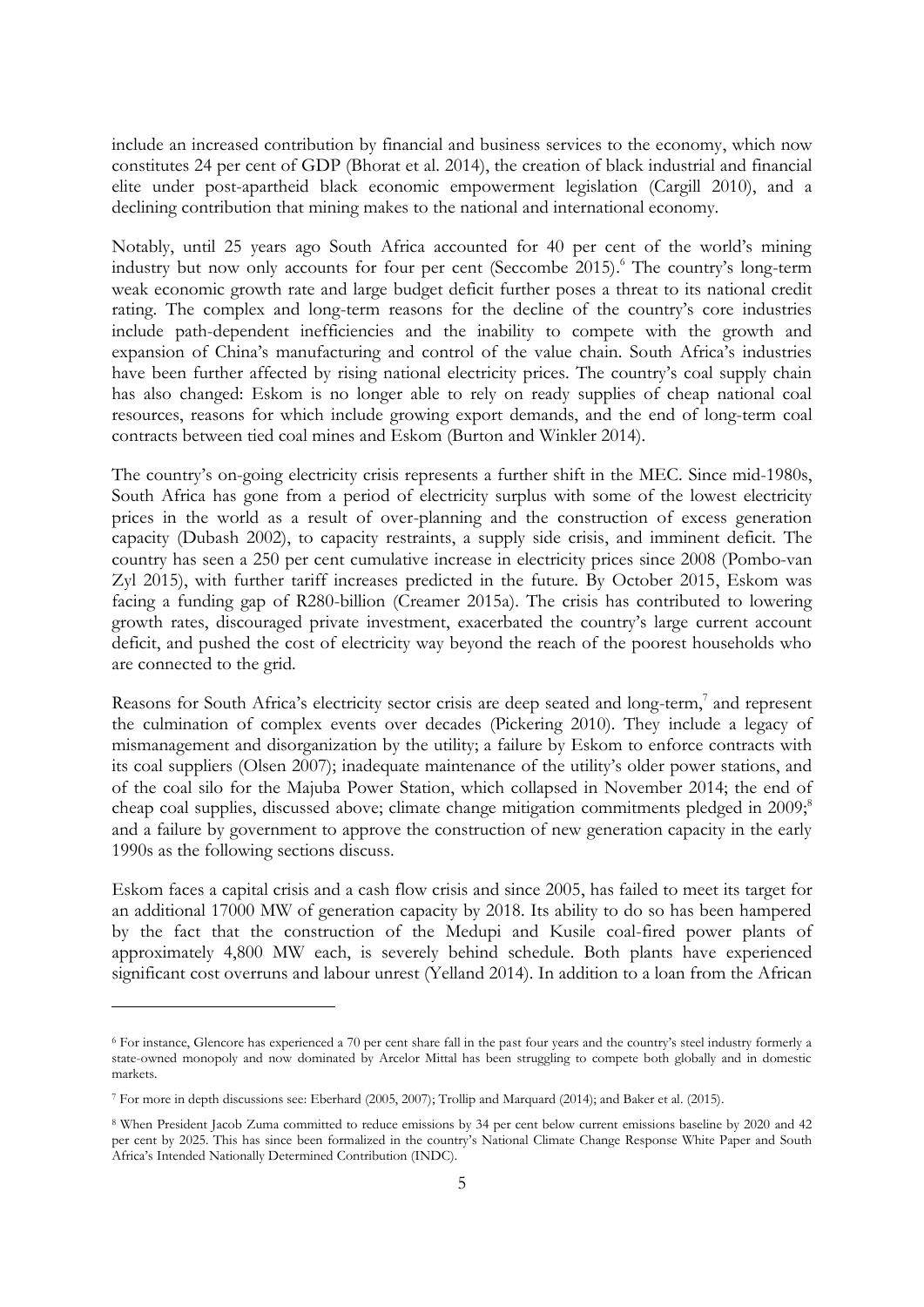include an increased contribution by financial and business services to the economy, which now constitutes 24 per cent of GDP (Bhorat et al. 2014), the creation of black industrial and financial elite under post-apartheid black economic empowerment legislation (Cargill 2010), and a declining contribution that mining makes to the national and international economy.

Notably, until 25 years ago South Africa accounted for 40 per cent of the world's mining industry but now only accounts for four per cent (Seccombe 2015).[6] The country's long-term weak economic growth rate and large budget deficit further poses a threat to its national credit rating. The complex and long-term reasons for the decline of the country's core industries include path-dependent inefficiencies and the inability to compete with the growth and expansion of China's manufacturing and control of the value chain. South Africa's industries have been further affected by rising national electricity prices. The country's coal supply chain has also changed: Eskom is no longer able to rely on ready supplies of cheap national coal resources, reasons for which include growing export demands, and the end of long-term coal contracts between tied coal mines and Eskom (Burton and Winkler 2014).

The country's on-going electricity crisis represents a further shift in the MEC. Since mid-1980s, South Africa has gone from a period of electricity surplus with some of the lowest electricity prices in the world as a result of over-planning and the construction of excess generation capacity (Dubash 2002), to capacity restraints, a supply side crisis, and imminent deficit. The country has seen a 250 per cent cumulative increase in electricity prices since 2008 (Pombo-van Zyl 2015), with further tariff increases predicted in the future. By October 2015, Eskom was facing a funding gap of R280-billion (Creamer 2015a). The crisis has contributed to lowering growth rates, discouraged private investment, exacerbated the country's large current account deficit, and pushed the cost of electricity way beyond the reach of the poorest households who are connected to the grid.

Reasons for South Africa's electricity sector crisis are deep seated and long-term,[7] and represent the culmination of complex events over decades (Pickering 2010). They include a legacy of mismanagement and disorganization by the utility; a failure by Eskom to enforce contracts with its coal suppliers (Olsen 2007); inadequate maintenance of the utility's older power stations, and of the coal silo for the Majuba Power Station, which collapsed in November 2014; the end of cheap coal supplies, discussed above; climate change mitigation commitments pledged in 2009;[8] and a failure by government to approve the construction of new generation capacity in the early 1990s as the following sections discuss.

Eskom faces a capital crisis and a cash flow crisis and since 2005, has failed to meet its target for an additional 17000 MW of generation capacity by 2018. Its ability to do so has been hampered by the fact that the construction of the Medupi and Kusile coal-fired power plants of approximately 4,800 MW each, is severely behind schedule. Both plants have experienced significant cost overruns and labour unrest (Yelland 2014). In addition to a loan from the African

---

[6] For instance, Glencore has experienced a 70 per cent share fall in the past four years and the country's steel industry formerly a state-owned monopoly and now dominated by Arcelor Mittal has been struggling to compete both globally and in domestic markets.

[7] For more in depth discussions see: Eberhard (2005, 2007); Trollip and Marquard (2014); and Baker et al. (2015).

[8] When President Jacob Zuma committed to reduce emissions by 34 per cent below current emissions baseline by 2020 and 42 per cent by 2025. This has since been formalized in the country's National Climate Change Response White Paper and South Africa's Intended Nationally Determined Contribution (INDC).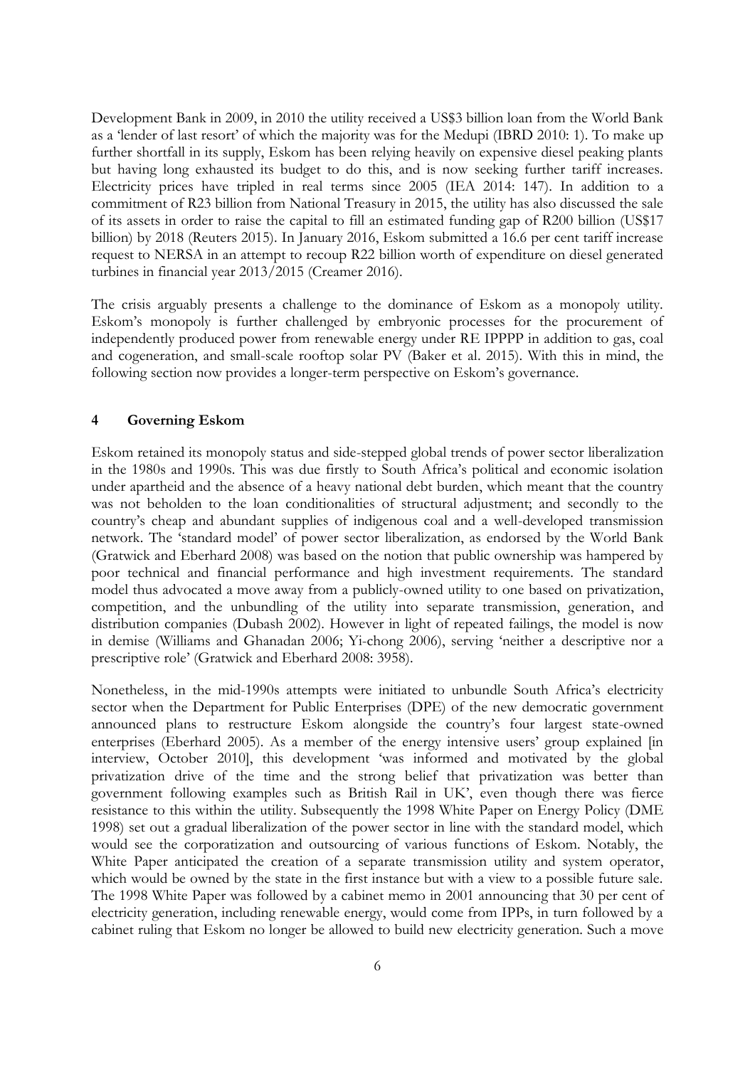Development Bank in 2009, in 2010 the utility received a US$3 billion loan from the World Bank as a 'lender of last resort' of which the majority was for the Medupi (IBRD 2010: 1). To make up further shortfall in its supply, Eskom has been relying heavily on expensive diesel peaking plants but having long exhausted its budget to do this, and is now seeking further tariff increases. Electricity prices have tripled in real terms since 2005 (IEA 2014: 147). In addition to a commitment of R23 billion from National Treasury in 2015, the utility has also discussed the sale of its assets in order to raise the capital to fill an estimated funding gap of R200 billion (US$17 billion) by 2018 (Reuters 2015). In January 2016, Eskom submitted a 16.6 per cent tariff increase request to NERSA in an attempt to recoup R22 billion worth of expenditure on diesel generated turbines in financial year 2013/2015 (Creamer 2016).

The crisis arguably presents a challenge to the dominance of Eskom as a monopoly utility. Eskom's monopoly is further challenged by embryonic processes for the procurement of independently produced power from renewable energy under RE IPPPP in addition to gas, coal and cogeneration, and small-scale rooftop solar PV (Baker et al. 2015). With this in mind, the following section now provides a longer-term perspective on Eskom's governance.

## 4 Governing Eskom

Eskom retained its monopoly status and side-stepped global trends of power sector liberalization in the 1980s and 1990s. This was due firstly to South Africa's political and economic isolation under apartheid and the absence of a heavy national debt burden, which meant that the country was not beholden to the loan conditionalities of structural adjustment; and secondly to the country's cheap and abundant supplies of indigenous coal and a well-developed transmission network. The 'standard model' of power sector liberalization, as endorsed by the World Bank (Gratwick and Eberhard 2008) was based on the notion that public ownership was hampered by poor technical and financial performance and high investment requirements. The standard model thus advocated a move away from a publicly-owned utility to one based on privatization, competition, and the unbundling of the utility into separate transmission, generation, and distribution companies (Dubash 2002). However in light of repeated failings, the model is now in demise (Williams and Ghanadan 2006; Yi-chong 2006), serving 'neither a descriptive nor a prescriptive role' (Gratwick and Eberhard 2008: 3958).

Nonetheless, in the mid-1990s attempts were initiated to unbundle South Africa's electricity sector when the Department for Public Enterprises (DPE) of the new democratic government announced plans to restructure Eskom alongside the country's four largest state-owned enterprises (Eberhard 2005). As a member of the energy intensive users' group explained [in interview, October 2010], this development 'was informed and motivated by the global privatization drive of the time and the strong belief that privatization was better than government following examples such as British Rail in UK', even though there was fierce resistance to this within the utility. Subsequently the 1998 White Paper on Energy Policy (DME 1998) set out a gradual liberalization of the power sector in line with the standard model, which would see the corporatization and outsourcing of various functions of Eskom. Notably, the White Paper anticipated the creation of a separate transmission utility and system operator, which would be owned by the state in the first instance but with a view to a possible future sale. The 1998 White Paper was followed by a cabinet memo in 2001 announcing that 30 per cent of electricity generation, including renewable energy, would come from IPPs, in turn followed by a cabinet ruling that Eskom no longer be allowed to build new electricity generation. Such a move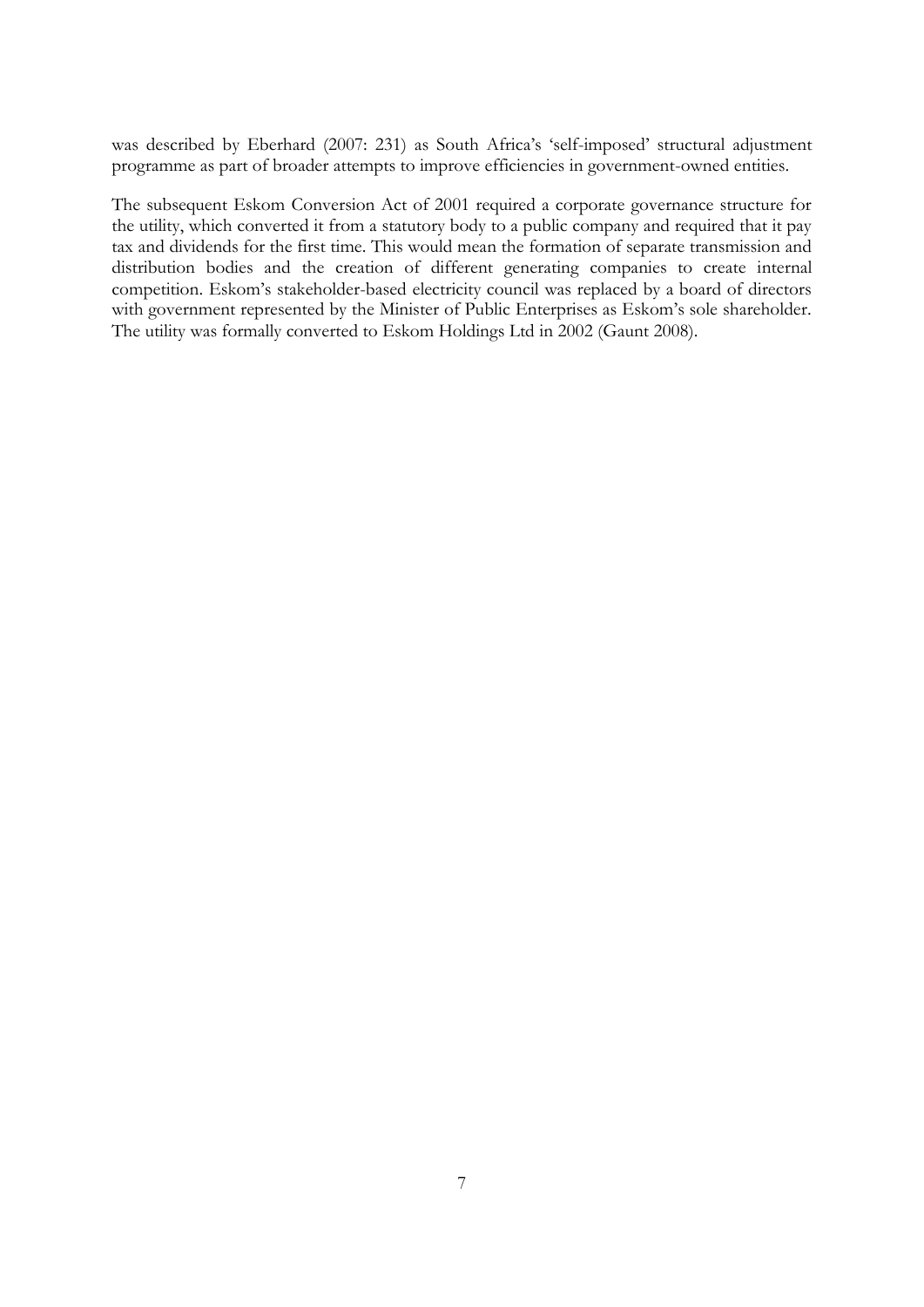was described by Eberhard (2007: 231) as South Africa's 'self-imposed' structural adjustment programme as part of broader attempts to improve efficiencies in government-owned entities.

The subsequent Eskom Conversion Act of 2001 required a corporate governance structure for the utility, which converted it from a statutory body to a public company and required that it pay tax and dividends for the first time. This would mean the formation of separate transmission and distribution bodies and the creation of different generating companies to create internal competition. Eskom's stakeholder-based electricity council was replaced by a board of directors with government represented by the Minister of Public Enterprises as Eskom's sole shareholder. The utility was formally converted to Eskom Holdings Ltd in 2002 (Gaunt 2008).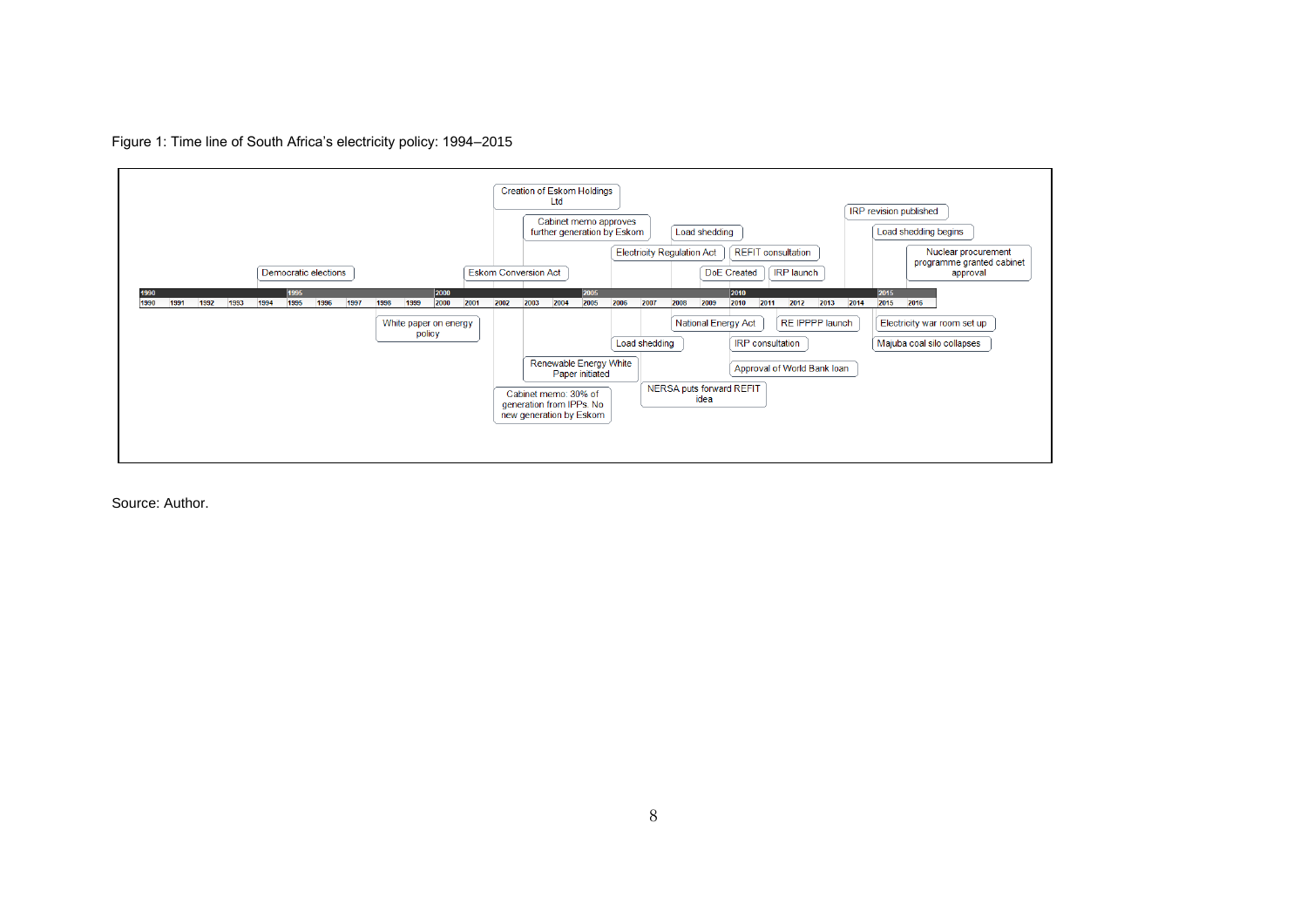Figure 1: Time line of South Africa's electricity policy: 1994–2015

Creation of Eskom Holdings Ltd

Cabinet memo approves further generation by Eskom

Load shedding

IRP revision published

Load shedding begins

Electricity Regulation Act

REFIT consultation

Nuclear procurement programme granted cabinet approval

Democratic elections

Eskom Conversion Act

DoE Created

IRP launch

1990 1991 1992 1993 1994 1995 1996 1997 1998 1999 2000 2001 2002 2003 2004 2005 2006 2007 2008 2009 2010 2011 2012 2013 2014 2015 2016

White paper on energy policy

National Energy Act

RE IPPPP launch

Electricity war room set up

Load shedding

IRP consultation

Majuba coal silo collapses

Renewable Energy White Paper initiated

Approval of World Bank loan

NERSA puts forward REFIT idea

Cabinet memo: 30% of generation from IPPs. No new generation by Eskom

Source: Author.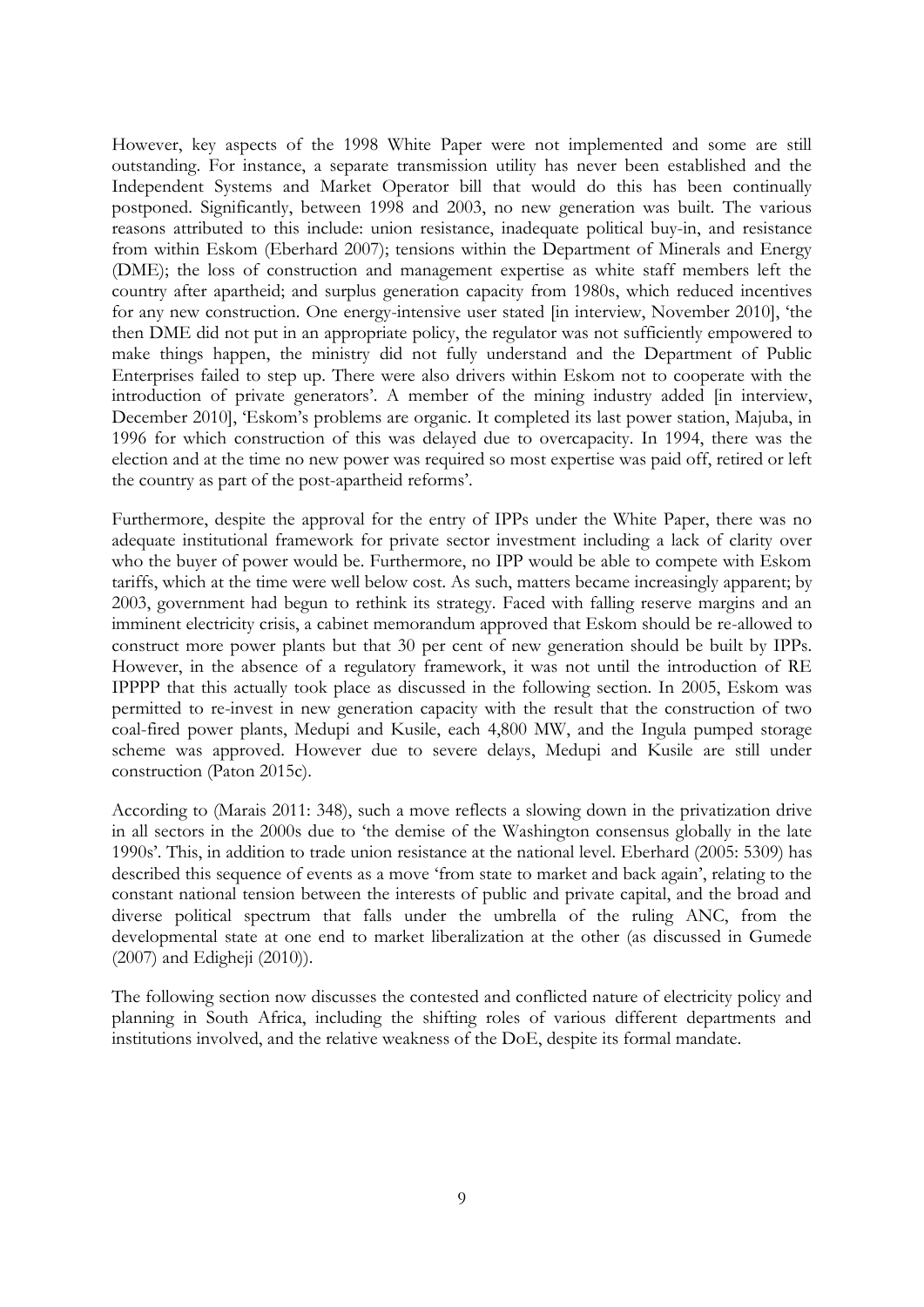However, key aspects of the 1998 White Paper were not implemented and some are still outstanding. For instance, a separate transmission utility has never been established and the Independent Systems and Market Operator bill that would do this has been continually postponed. Significantly, between 1998 and 2003, no new generation was built. The various reasons attributed to this include: union resistance, inadequate political buy-in, and resistance from within Eskom (Eberhard 2007); tensions within the Department of Minerals and Energy (DME); the loss of construction and management expertise as white staff members left the country after apartheid; and surplus generation capacity from 1980s, which reduced incentives for any new construction. One energy-intensive user stated [in interview, November 2010], 'the then DME did not put in an appropriate policy, the regulator was not sufficiently empowered to make things happen, the ministry did not fully understand and the Department of Public Enterprises failed to step up. There were also drivers within Eskom not to cooperate with the introduction of private generators'. A member of the mining industry added [in interview, December 2010], 'Eskom's problems are organic. It completed its last power station, Majuba, in 1996 for which construction of this was delayed due to overcapacity. In 1994, there was the election and at the time no new power was required so most expertise was paid off, retired or left the country as part of the post-apartheid reforms'.

Furthermore, despite the approval for the entry of IPPs under the White Paper, there was no adequate institutional framework for private sector investment including a lack of clarity over who the buyer of power would be. Furthermore, no IPP would be able to compete with Eskom tariffs, which at the time were well below cost. As such, matters became increasingly apparent; by 2003, government had begun to rethink its strategy. Faced with falling reserve margins and an imminent electricity crisis, a cabinet memorandum approved that Eskom should be re-allowed to construct more power plants but that 30 per cent of new generation should be built by IPPs. However, in the absence of a regulatory framework, it was not until the introduction of RE IPPPP that this actually took place as discussed in the following section. In 2005, Eskom was permitted to re-invest in new generation capacity with the result that the construction of two coal-fired power plants, Medupi and Kusile, each 4,800 MW, and the Ingula pumped storage scheme was approved. However due to severe delays, Medupi and Kusile are still under construction (Paton 2015c).

According to (Marais 2011: 348), such a move reflects a slowing down in the privatization drive in all sectors in the 2000s due to 'the demise of the Washington consensus globally in the late 1990s'. This, in addition to trade union resistance at the national level. Eberhard (2005: 5309) has described this sequence of events as a move 'from state to market and back again', relating to the constant national tension between the interests of public and private capital, and the broad and diverse political spectrum that falls under the umbrella of the ruling ANC, from the developmental state at one end to market liberalization at the other (as discussed in Gumede (2007) and Edigheji (2010)).

The following section now discusses the contested and conflicted nature of electricity policy and planning in South Africa, including the shifting roles of various different departments and institutions involved, and the relative weakness of the DoE, despite its formal mandate.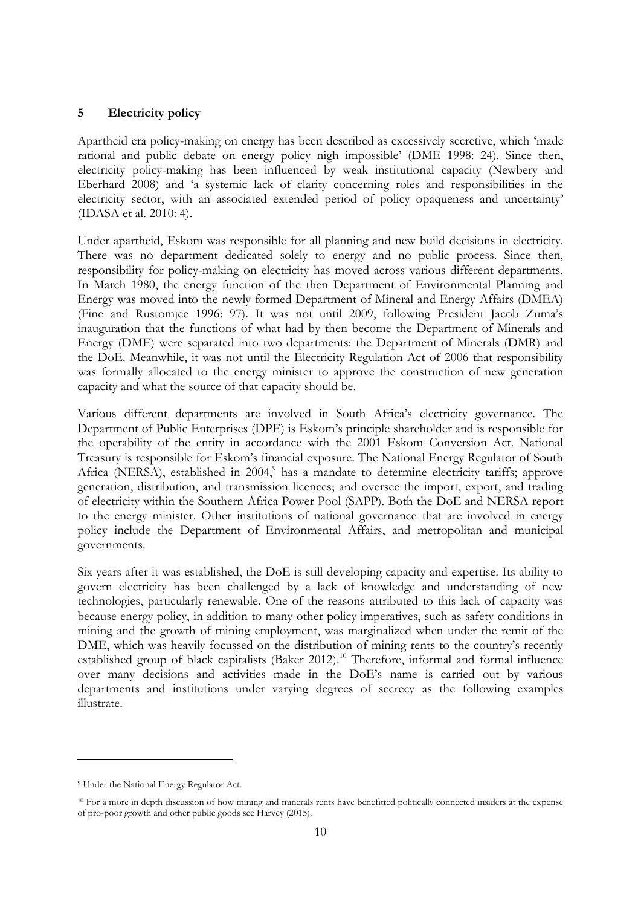## 5 Electricity policy

Apartheid era policy-making on energy has been described as excessively secretive, which 'made rational and public debate on energy policy nigh impossible' (DME 1998: 24). Since then, electricity policy-making has been influenced by weak institutional capacity (Newbery and Eberhard 2008) and 'a systemic lack of clarity concerning roles and responsibilities in the electricity sector, with an associated extended period of policy opaqueness and uncertainty' (IDASA et al. 2010: 4).

Under apartheid, Eskom was responsible for all planning and new build decisions in electricity. There was no department dedicated solely to energy and no public process. Since then, responsibility for policy-making on electricity has moved across various different departments. In March 1980, the energy function of the then Department of Environmental Planning and Energy was moved into the newly formed Department of Mineral and Energy Affairs (DMEA) (Fine and Rustomjee 1996: 97). It was not until 2009, following President Jacob Zuma's inauguration that the functions of what had by then become the Department of Minerals and Energy (DME) were separated into two departments: the Department of Minerals (DMR) and the DoE. Meanwhile, it was not until the Electricity Regulation Act of 2006 that responsibility was formally allocated to the energy minister to approve the construction of new generation capacity and what the source of that capacity should be.

Various different departments are involved in South Africa's electricity governance. The Department of Public Enterprises (DPE) is Eskom's principle shareholder and is responsible for the operability of the entity in accordance with the 2001 Eskom Conversion Act. National Treasury is responsible for Eskom's financial exposure. The National Energy Regulator of South Africa (NERSA), established in 2004,[9] has a mandate to determine electricity tariffs; approve generation, distribution, and transmission licences; and oversee the import, export, and trading of electricity within the Southern Africa Power Pool (SAPP). Both the DoE and NERSA report to the energy minister. Other institutions of national governance that are involved in energy policy include the Department of Environmental Affairs, and metropolitan and municipal governments.

Six years after it was established, the DoE is still developing capacity and expertise. Its ability to govern electricity has been challenged by a lack of knowledge and understanding of new technologies, particularly renewable. One of the reasons attributed to this lack of capacity was because energy policy, in addition to many other policy imperatives, such as safety conditions in mining and the growth of mining employment, was marginalized when under the remit of the DME, which was heavily focussed on the distribution of mining rents to the country's recently established group of black capitalists (Baker 2012).[10] Therefore, informal and formal influence over many decisions and activities made in the DoE's name is carried out by various departments and institutions under varying degrees of secrecy as the following examples illustrate.

---

[9] Under the National Energy Regulator Act.

[10] For a more in depth discussion of how mining and minerals rents have benefitted politically connected insiders at the expense of pro-poor growth and other public goods see Harvey (2015).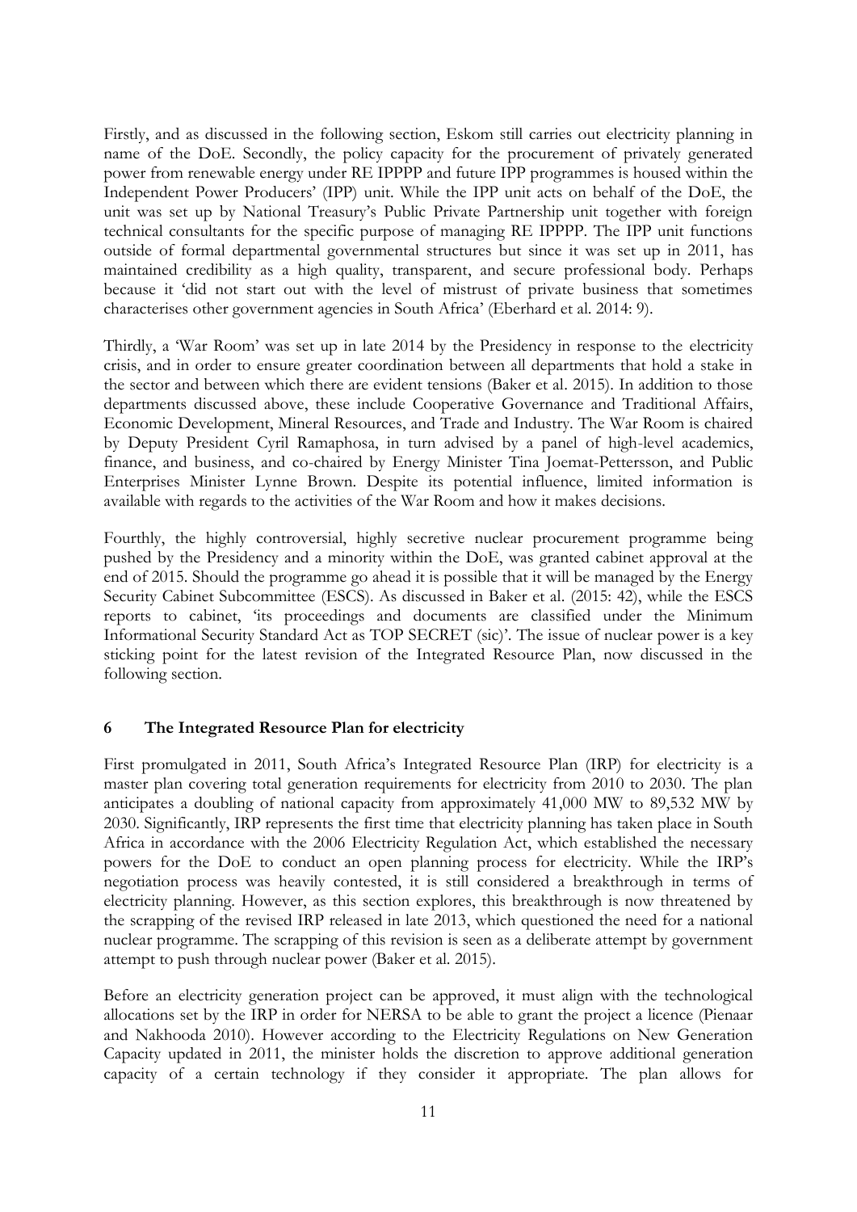Firstly, and as discussed in the following section, Eskom still carries out electricity planning in name of the DoE. Secondly, the policy capacity for the procurement of privately generated power from renewable energy under RE IPPPP and future IPP programmes is housed within the Independent Power Producers' (IPP) unit. While the IPP unit acts on behalf of the DoE, the unit was set up by National Treasury's Public Private Partnership unit together with foreign technical consultants for the specific purpose of managing RE IPPPP. The IPP unit functions outside of formal departmental governmental structures but since it was set up in 2011, has maintained credibility as a high quality, transparent, and secure professional body. Perhaps because it 'did not start out with the level of mistrust of private business that sometimes characterises other government agencies in South Africa' (Eberhard et al. 2014: 9).

Thirdly, a 'War Room' was set up in late 2014 by the Presidency in response to the electricity crisis, and in order to ensure greater coordination between all departments that hold a stake in the sector and between which there are evident tensions (Baker et al. 2015). In addition to those departments discussed above, these include Cooperative Governance and Traditional Affairs, Economic Development, Mineral Resources, and Trade and Industry. The War Room is chaired by Deputy President Cyril Ramaphosa, in turn advised by a panel of high-level academics, finance, and business, and co-chaired by Energy Minister Tina Joemat-Pettersson, and Public Enterprises Minister Lynne Brown. Despite its potential influence, limited information is available with regards to the activities of the War Room and how it makes decisions.

Fourthly, the highly controversial, highly secretive nuclear procurement programme being pushed by the Presidency and a minority within the DoE, was granted cabinet approval at the end of 2015. Should the programme go ahead it is possible that it will be managed by the Energy Security Cabinet Subcommittee (ESCS). As discussed in Baker et al. (2015: 42), while the ESCS reports to cabinet, 'its proceedings and documents are classified under the Minimum Informational Security Standard Act as TOP SECRET (sic)'. The issue of nuclear power is a key sticking point for the latest revision of the Integrated Resource Plan, now discussed in the following section.

## 6 The Integrated Resource Plan for electricity

First promulgated in 2011, South Africa's Integrated Resource Plan (IRP) for electricity is a master plan covering total generation requirements for electricity from 2010 to 2030. The plan anticipates a doubling of national capacity from approximately 41,000 MW to 89,532 MW by 2030. Significantly, IRP represents the first time that electricity planning has taken place in South Africa in accordance with the 2006 Electricity Regulation Act, which established the necessary powers for the DoE to conduct an open planning process for electricity. While the IRP's negotiation process was heavily contested, it is still considered a breakthrough in terms of electricity planning. However, as this section explores, this breakthrough is now threatened by the scrapping of the revised IRP released in late 2013, which questioned the need for a national nuclear programme. The scrapping of this revision is seen as a deliberate attempt by government attempt to push through nuclear power (Baker et al. 2015).

Before an electricity generation project can be approved, it must align with the technological allocations set by the IRP in order for NERSA to be able to grant the project a licence (Pienaar and Nakhooda 2010). However according to the Electricity Regulations on New Generation Capacity updated in 2011, the minister holds the discretion to approve additional generation capacity of a certain technology if they consider it appropriate. The plan allows for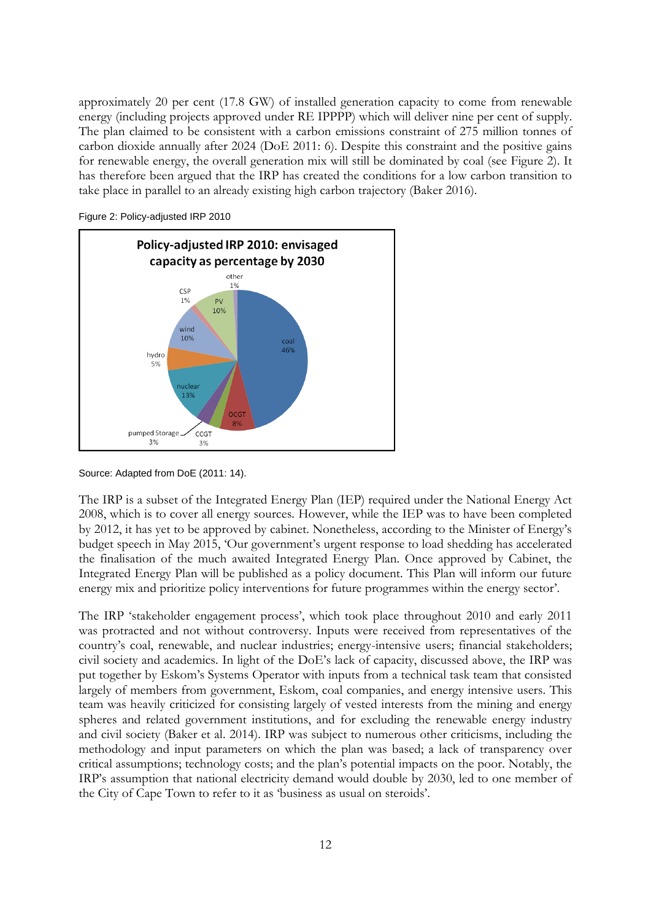approximately 20 per cent (17.8 GW) of installed generation capacity to come from renewable energy (including projects approved under RE IPPPP) which will deliver nine per cent of supply. The plan claimed to be consistent with a carbon emissions constraint of 275 million tonnes of carbon dioxide annually after 2024 (DoE 2011: 6). Despite this constraint and the positive gains for renewable energy, the overall generation mix will still be dominated by coal (see Figure 2). It has therefore been argued that the IRP has created the conditions for a low carbon transition to take place in parallel to an already existing high carbon trajectory (Baker 2016).

Figure 2: Policy-adjusted IRP 2010

**Policy-adjusted IRP 2010: envisaged capacity as percentage by 2030**

other
1%

CSP
1%

PV
10%

wind
10%

hydro
5%

coal
46%

nuclear
13%

OCGT
8%

pumped Storage
3%

CCGT
3%

Source: Adapted from DoE (2011: 14).

The IRP is a subset of the Integrated Energy Plan (IEP) required under the National Energy Act 2008, which is to cover all energy sources. However, while the IEP was to have been completed by 2012, it has yet to be approved by cabinet. Nonetheless, according to the Minister of Energy's budget speech in May 2015, 'Our government's urgent response to load shedding has accelerated the finalisation of the much awaited Integrated Energy Plan. Once approved by Cabinet, the Integrated Energy Plan will be published as a policy document. This Plan will inform our future energy mix and prioritize policy interventions for future programmes within the energy sector'.

The IRP 'stakeholder engagement process', which took place throughout 2010 and early 2011 was protracted and not without controversy. Inputs were received from representatives of the country's coal, renewable, and nuclear industries; energy-intensive users; financial stakeholders; civil society and academics. In light of the DoE's lack of capacity, discussed above, the IRP was put together by Eskom's Systems Operator with inputs from a technical task team that consisted largely of members from government, Eskom, coal companies, and energy intensive users. This team was heavily criticized for consisting largely of vested interests from the mining and energy spheres and related government institutions, and for excluding the renewable energy industry and civil society (Baker et al. 2014). IRP was subject to numerous other criticisms, including the methodology and input parameters on which the plan was based; a lack of transparency over critical assumptions; technology costs; and the plan's potential impacts on the poor. Notably, the IRP's assumption that national electricity demand would double by 2030, led to one member of the City of Cape Town to refer to it as 'business as usual on steroids'.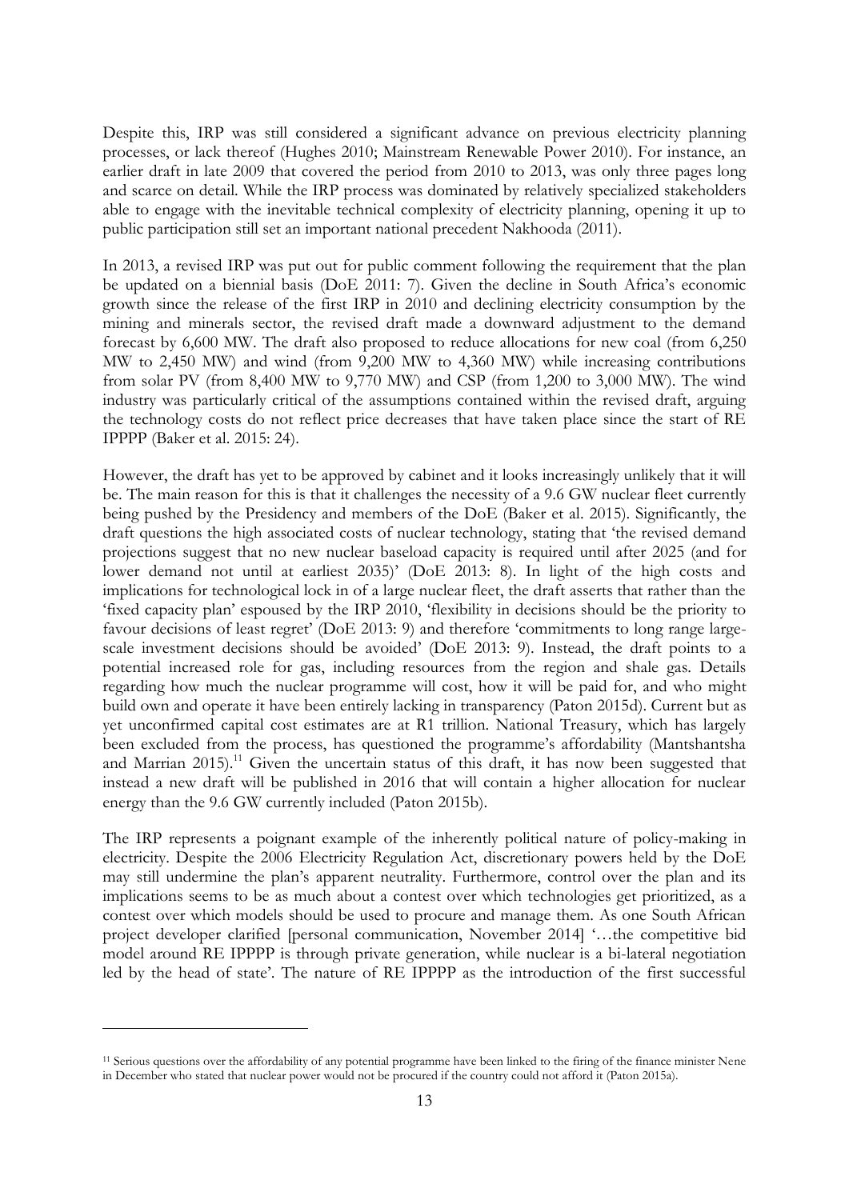Despite this, IRP was still considered a significant advance on previous electricity planning processes, or lack thereof (Hughes 2010; Mainstream Renewable Power 2010). For instance, an earlier draft in late 2009 that covered the period from 2010 to 2013, was only three pages long and scarce on detail. While the IRP process was dominated by relatively specialized stakeholders able to engage with the inevitable technical complexity of electricity planning, opening it up to public participation still set an important national precedent Nakhooda (2011).

In 2013, a revised IRP was put out for public comment following the requirement that the plan be updated on a biennial basis (DoE 2011: 7). Given the decline in South Africa's economic growth since the release of the first IRP in 2010 and declining electricity consumption by the mining and minerals sector, the revised draft made a downward adjustment to the demand forecast by 6,600 MW. The draft also proposed to reduce allocations for new coal (from 6,250 MW to 2,450 MW) and wind (from 9,200 MW to 4,360 MW) while increasing contributions from solar PV (from 8,400 MW to 9,770 MW) and CSP (from 1,200 to 3,000 MW). The wind industry was particularly critical of the assumptions contained within the revised draft, arguing the technology costs do not reflect price decreases that have taken place since the start of RE IPPPP (Baker et al. 2015: 24).

However, the draft has yet to be approved by cabinet and it looks increasingly unlikely that it will be. The main reason for this is that it challenges the necessity of a 9.6 GW nuclear fleet currently being pushed by the Presidency and members of the DoE (Baker et al. 2015). Significantly, the draft questions the high associated costs of nuclear technology, stating that 'the revised demand projections suggest that no new nuclear baseload capacity is required until after 2025 (and for lower demand not until at earliest 2035)' (DoE 2013: 8). In light of the high costs and implications for technological lock in of a large nuclear fleet, the draft asserts that rather than the 'fixed capacity plan' espoused by the IRP 2010, 'flexibility in decisions should be the priority to favour decisions of least regret' (DoE 2013: 9) and therefore 'commitments to long range large-scale investment decisions should be avoided' (DoE 2013: 9). Instead, the draft points to a potential increased role for gas, including resources from the region and shale gas. Details regarding how much the nuclear programme will cost, how it will be paid for, and who might build own and operate it have been entirely lacking in transparency (Paton 2015d). Current but as yet unconfirmed capital cost estimates are at R1 trillion. National Treasury, which has largely been excluded from the process, has questioned the programme's affordability (Mantshantsha and Marrian 2015).[11] Given the uncertain status of this draft, it has now been suggested that instead a new draft will be published in 2016 that will contain a higher allocation for nuclear energy than the 9.6 GW currently included (Paton 2015b).

The IRP represents a poignant example of the inherently political nature of policy-making in electricity. Despite the 2006 Electricity Regulation Act, discretionary powers held by the DoE may still undermine the plan's apparent neutrality. Furthermore, control over the plan and its implications seems to be as much about a contest over which technologies get prioritized, as a contest over which models should be used to procure and manage them. As one South African project developer clarified [personal communication, November 2014] '…the competitive bid model around RE IPPPP is through private generation, while nuclear is a bi-lateral negotiation led by the head of state'. The nature of RE IPPPP as the introduction of the first successful

[11] Serious questions over the affordability of any potential programme have been linked to the firing of the finance minister Nene in December who stated that nuclear power would not be procured if the country could not afford it (Paton 2015a).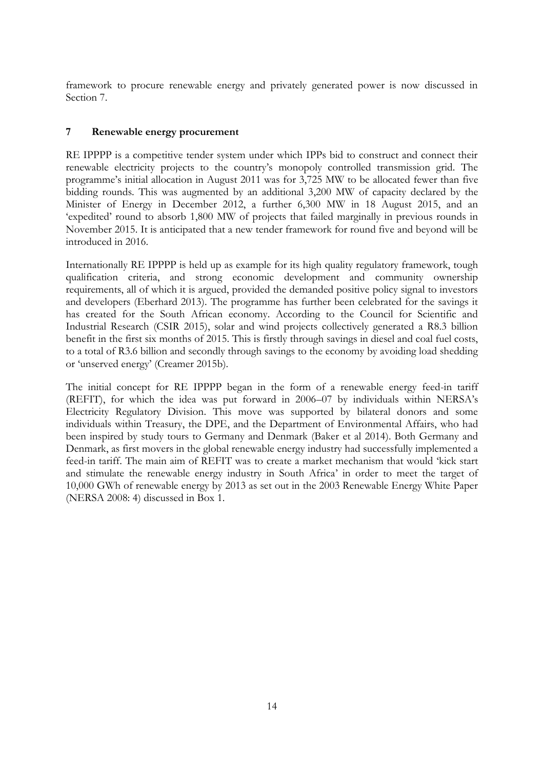framework to procure renewable energy and privately generated power is now discussed in Section 7.

## 7 Renewable energy procurement

RE IPPPP is a competitive tender system under which IPPs bid to construct and connect their renewable electricity projects to the country's monopoly controlled transmission grid. The programme's initial allocation in August 2011 was for 3,725 MW to be allocated fewer than five bidding rounds. This was augmented by an additional 3,200 MW of capacity declared by the Minister of Energy in December 2012, a further 6,300 MW in 18 August 2015, and an 'expedited' round to absorb 1,800 MW of projects that failed marginally in previous rounds in November 2015. It is anticipated that a new tender framework for round five and beyond will be introduced in 2016.

Internationally RE IPPPP is held up as example for its high quality regulatory framework, tough qualification criteria, and strong economic development and community ownership requirements, all of which it is argued, provided the demanded positive policy signal to investors and developers (Eberhard 2013). The programme has further been celebrated for the savings it has created for the South African economy. According to the Council for Scientific and Industrial Research (CSIR 2015), solar and wind projects collectively generated a R8.3 billion benefit in the first six months of 2015. This is firstly through savings in diesel and coal fuel costs, to a total of R3.6 billion and secondly through savings to the economy by avoiding load shedding or 'unserved energy' (Creamer 2015b).

The initial concept for RE IPPPP began in the form of a renewable energy feed-in tariff (REFIT), for which the idea was put forward in 2006–07 by individuals within NERSA's Electricity Regulatory Division. This move was supported by bilateral donors and some individuals within Treasury, the DPE, and the Department of Environmental Affairs, who had been inspired by study tours to Germany and Denmark (Baker et al 2014). Both Germany and Denmark, as first movers in the global renewable energy industry had successfully implemented a feed-in tariff. The main aim of REFIT was to create a market mechanism that would 'kick start and stimulate the renewable energy industry in South Africa' in order to meet the target of 10,000 GWh of renewable energy by 2013 as set out in the 2003 Renewable Energy White Paper (NERSA 2008: 4) discussed in Box 1.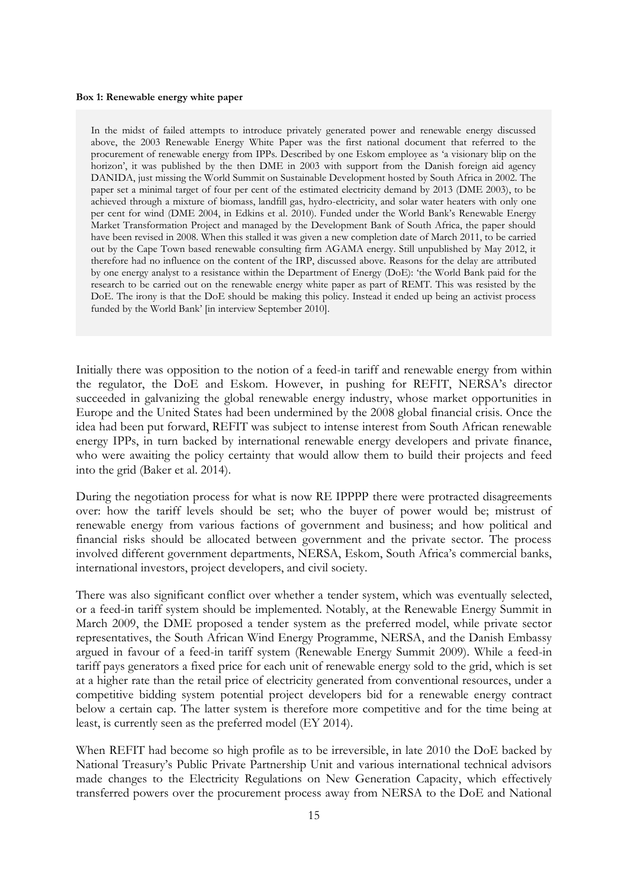**Box 1: Renewable energy white paper**

In the midst of failed attempts to introduce privately generated power and renewable energy discussed above, the 2003 Renewable Energy White Paper was the first national document that referred to the procurement of renewable energy from IPPs. Described by one Eskom employee as 'a visionary blip on the horizon', it was published by the then DME in 2003 with support from the Danish foreign aid agency DANIDA, just missing the World Summit on Sustainable Development hosted by South Africa in 2002. The paper set a minimal target of four per cent of the estimated electricity demand by 2013 (DME 2003), to be achieved through a mixture of biomass, landfill gas, hydro-electricity, and solar water heaters with only one per cent for wind (DME 2004, in Edkins et al. 2010). Funded under the World Bank's Renewable Energy Market Transformation Project and managed by the Development Bank of South Africa, the paper should have been revised in 2008. When this stalled it was given a new completion date of March 2011, to be carried out by the Cape Town based renewable consulting firm AGAMA energy. Still unpublished by May 2012, it therefore had no influence on the content of the IRP, discussed above. Reasons for the delay are attributed by one energy analyst to a resistance within the Department of Energy (DoE): 'the World Bank paid for the research to be carried out on the renewable energy white paper as part of REMT. This was resisted by the DoE. The irony is that the DoE should be making this policy. Instead it ended up being an activist process funded by the World Bank' [in interview September 2010].

Initially there was opposition to the notion of a feed-in tariff and renewable energy from within the regulator, the DoE and Eskom. However, in pushing for REFIT, NERSA's director succeeded in galvanizing the global renewable energy industry, whose market opportunities in Europe and the United States had been undermined by the 2008 global financial crisis. Once the idea had been put forward, REFIT was subject to intense interest from South African renewable energy IPPs, in turn backed by international renewable energy developers and private finance, who were awaiting the policy certainty that would allow them to build their projects and feed into the grid (Baker et al. 2014).

During the negotiation process for what is now RE IPPPP there were protracted disagreements over: how the tariff levels should be set; who the buyer of power would be; mistrust of renewable energy from various factions of government and business; and how political and financial risks should be allocated between government and the private sector. The process involved different government departments, NERSA, Eskom, South Africa's commercial banks, international investors, project developers, and civil society.

There was also significant conflict over whether a tender system, which was eventually selected, or a feed-in tariff system should be implemented. Notably, at the Renewable Energy Summit in March 2009, the DME proposed a tender system as the preferred model, while private sector representatives, the South African Wind Energy Programme, NERSA, and the Danish Embassy argued in favour of a feed-in tariff system (Renewable Energy Summit 2009). While a feed-in tariff pays generators a fixed price for each unit of renewable energy sold to the grid, which is set at a higher rate than the retail price of electricity generated from conventional resources, under a competitive bidding system potential project developers bid for a renewable energy contract below a certain cap. The latter system is therefore more competitive and for the time being at least, is currently seen as the preferred model (EY 2014).

When REFIT had become so high profile as to be irreversible, in late 2010 the DoE backed by National Treasury's Public Private Partnership Unit and various international technical advisors made changes to the Electricity Regulations on New Generation Capacity, which effectively transferred powers over the procurement process away from NERSA to the DoE and National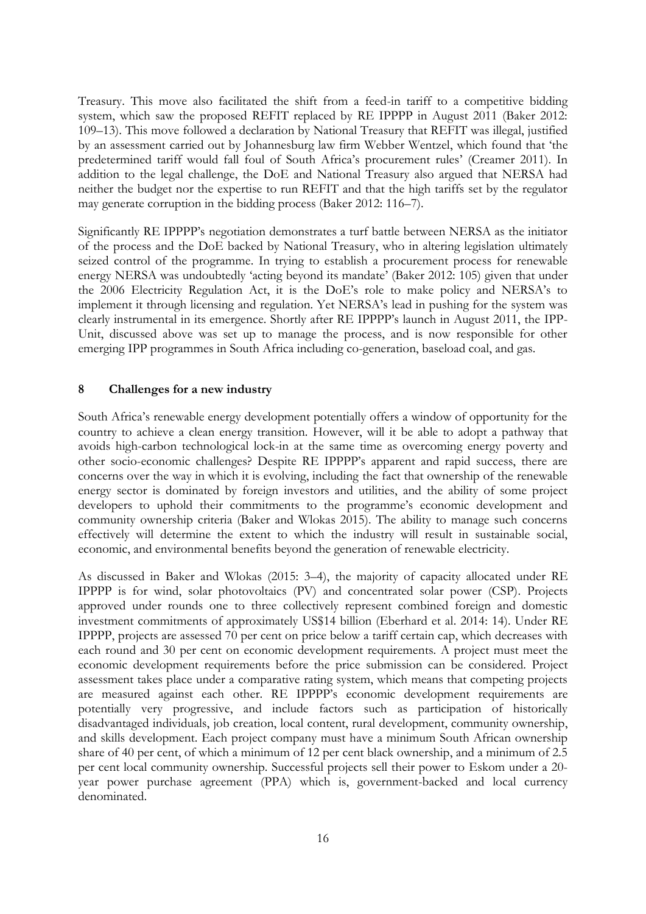Treasury. This move also facilitated the shift from a feed-in tariff to a competitive bidding system, which saw the proposed REFIT replaced by RE IPPPP in August 2011 (Baker 2012: 109–13). This move followed a declaration by National Treasury that REFIT was illegal, justified by an assessment carried out by Johannesburg law firm Webber Wentzel, which found that 'the predetermined tariff would fall foul of South Africa's procurement rules' (Creamer 2011). In addition to the legal challenge, the DoE and National Treasury also argued that NERSA had neither the budget nor the expertise to run REFIT and that the high tariffs set by the regulator may generate corruption in the bidding process (Baker 2012: 116–7).

Significantly RE IPPPP's negotiation demonstrates a turf battle between NERSA as the initiator of the process and the DoE backed by National Treasury, who in altering legislation ultimately seized control of the programme. In trying to establish a procurement process for renewable energy NERSA was undoubtedly 'acting beyond its mandate' (Baker 2012: 105) given that under the 2006 Electricity Regulation Act, it is the DoE's role to make policy and NERSA's to implement it through licensing and regulation. Yet NERSA's lead in pushing for the system was clearly instrumental in its emergence. Shortly after RE IPPPP's launch in August 2011, the IPP-Unit, discussed above was set up to manage the process, and is now responsible for other emerging IPP programmes in South Africa including co-generation, baseload coal, and gas.

## 8 Challenges for a new industry

South Africa's renewable energy development potentially offers a window of opportunity for the country to achieve a clean energy transition. However, will it be able to adopt a pathway that avoids high-carbon technological lock-in at the same time as overcoming energy poverty and other socio-economic challenges? Despite RE IPPPP's apparent and rapid success, there are concerns over the way in which it is evolving, including the fact that ownership of the renewable energy sector is dominated by foreign investors and utilities, and the ability of some project developers to uphold their commitments to the programme's economic development and community ownership criteria (Baker and Wlokas 2015). The ability to manage such concerns effectively will determine the extent to which the industry will result in sustainable social, economic, and environmental benefits beyond the generation of renewable electricity.

As discussed in Baker and Wlokas (2015: 3–4), the majority of capacity allocated under RE IPPPP is for wind, solar photovoltaics (PV) and concentrated solar power (CSP). Projects approved under rounds one to three collectively represent combined foreign and domestic investment commitments of approximately US$14 billion (Eberhard et al. 2014: 14). Under RE IPPPP, projects are assessed 70 per cent on price below a tariff certain cap, which decreases with each round and 30 per cent on economic development requirements. A project must meet the economic development requirements before the price submission can be considered. Project assessment takes place under a comparative rating system, which means that competing projects are measured against each other. RE IPPPP's economic development requirements are potentially very progressive, and include factors such as participation of historically disadvantaged individuals, job creation, local content, rural development, community ownership, and skills development. Each project company must have a minimum South African ownership share of 40 per cent, of which a minimum of 12 per cent black ownership, and a minimum of 2.5 per cent local community ownership. Successful projects sell their power to Eskom under a 20-year power purchase agreement (PPA) which is, government-backed and local currency denominated.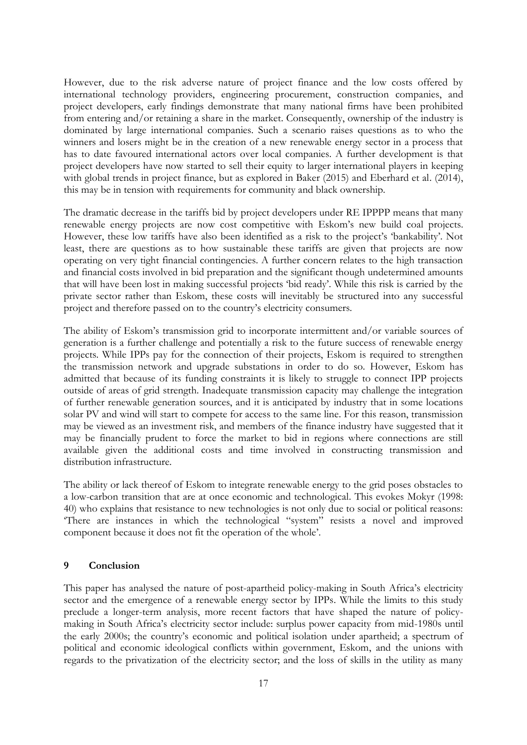However, due to the risk adverse nature of project finance and the low costs offered by international technology providers, engineering procurement, construction companies, and project developers, early findings demonstrate that many national firms have been prohibited from entering and/or retaining a share in the market. Consequently, ownership of the industry is dominated by large international companies. Such a scenario raises questions as to who the winners and losers might be in the creation of a new renewable energy sector in a process that has to date favoured international actors over local companies. A further development is that project developers have now started to sell their equity to larger international players in keeping with global trends in project finance, but as explored in Baker (2015) and Eberhard et al. (2014), this may be in tension with requirements for community and black ownership.

The dramatic decrease in the tariffs bid by project developers under RE IPPPP means that many renewable energy projects are now cost competitive with Eskom's new build coal projects. However, these low tariffs have also been identified as a risk to the project's 'bankability'. Not least, there are questions as to how sustainable these tariffs are given that projects are now operating on very tight financial contingencies. A further concern relates to the high transaction and financial costs involved in bid preparation and the significant though undetermined amounts that will have been lost in making successful projects 'bid ready'. While this risk is carried by the private sector rather than Eskom, these costs will inevitably be structured into any successful project and therefore passed on to the country's electricity consumers.

The ability of Eskom's transmission grid to incorporate intermittent and/or variable sources of generation is a further challenge and potentially a risk to the future success of renewable energy projects. While IPPs pay for the connection of their projects, Eskom is required to strengthen the transmission network and upgrade substations in order to do so. However, Eskom has admitted that because of its funding constraints it is likely to struggle to connect IPP projects outside of areas of grid strength. Inadequate transmission capacity may challenge the integration of further renewable generation sources, and it is anticipated by industry that in some locations solar PV and wind will start to compete for access to the same line. For this reason, transmission may be viewed as an investment risk, and members of the finance industry have suggested that it may be financially prudent to force the market to bid in regions where connections are still available given the additional costs and time involved in constructing transmission and distribution infrastructure.

The ability or lack thereof of Eskom to integrate renewable energy to the grid poses obstacles to a low-carbon transition that are at once economic and technological. This evokes Mokyr (1998: 40) who explains that resistance to new technologies is not only due to social or political reasons: 'There are instances in which the technological "system" resists a novel and improved component because it does not fit the operation of the whole'.

## 9 Conclusion

This paper has analysed the nature of post-apartheid policy-making in South Africa's electricity sector and the emergence of a renewable energy sector by IPPs. While the limits to this study preclude a longer-term analysis, more recent factors that have shaped the nature of policy-making in South Africa's electricity sector include: surplus power capacity from mid-1980s until the early 2000s; the country's economic and political isolation under apartheid; a spectrum of political and economic ideological conflicts within government, Eskom, and the unions with regards to the privatization of the electricity sector; and the loss of skills in the utility as many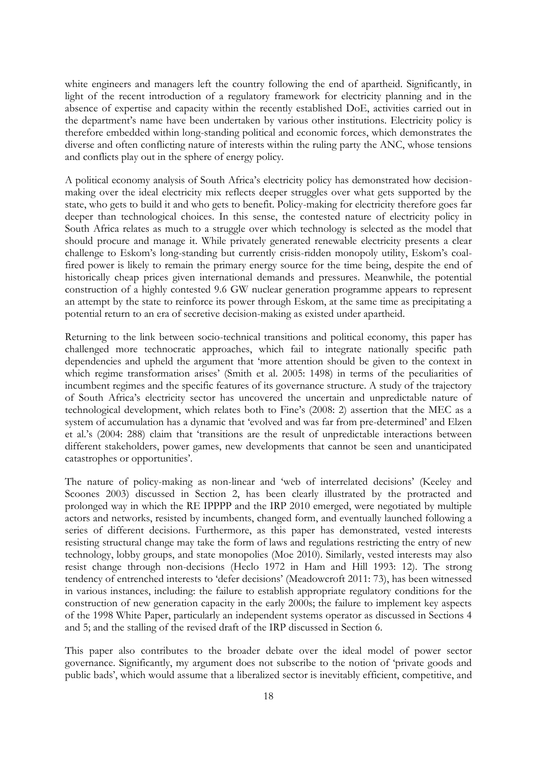white engineers and managers left the country following the end of apartheid. Significantly, in light of the recent introduction of a regulatory framework for electricity planning and in the absence of expertise and capacity within the recently established DoE, activities carried out in the department's name have been undertaken by various other institutions. Electricity policy is therefore embedded within long-standing political and economic forces, which demonstrates the diverse and often conflicting nature of interests within the ruling party the ANC, whose tensions and conflicts play out in the sphere of energy policy.

A political economy analysis of South Africa's electricity policy has demonstrated how decision-making over the ideal electricity mix reflects deeper struggles over what gets supported by the state, who gets to build it and who gets to benefit. Policy-making for electricity therefore goes far deeper than technological choices. In this sense, the contested nature of electricity policy in South Africa relates as much to a struggle over which technology is selected as the model that should procure and manage it. While privately generated renewable electricity presents a clear challenge to Eskom's long-standing but currently crisis-ridden monopoly utility, Eskom's coal-fired power is likely to remain the primary energy source for the time being, despite the end of historically cheap prices given international demands and pressures. Meanwhile, the potential construction of a highly contested 9.6 GW nuclear generation programme appears to represent an attempt by the state to reinforce its power through Eskom, at the same time as precipitating a potential return to an era of secretive decision-making as existed under apartheid.

Returning to the link between socio-technical transitions and political economy, this paper has challenged more technocratic approaches, which fail to integrate nationally specific path dependencies and upheld the argument that 'more attention should be given to the context in which regime transformation arises' (Smith et al. 2005: 1498) in terms of the peculiarities of incumbent regimes and the specific features of its governance structure. A study of the trajectory of South Africa's electricity sector has uncovered the uncertain and unpredictable nature of technological development, which relates both to Fine's (2008: 2) assertion that the MEC as a system of accumulation has a dynamic that 'evolved and was far from pre-determined' and Elzen et al.'s (2004: 288) claim that 'transitions are the result of unpredictable interactions between different stakeholders, power games, new developments that cannot be seen and unanticipated catastrophes or opportunities'.

The nature of policy-making as non-linear and 'web of interrelated decisions' (Keeley and Scoones 2003) discussed in Section 2, has been clearly illustrated by the protracted and prolonged way in which the RE IPPPP and the IRP 2010 emerged, were negotiated by multiple actors and networks, resisted by incumbents, changed form, and eventually launched following a series of different decisions. Furthermore, as this paper has demonstrated, vested interests resisting structural change may take the form of laws and regulations restricting the entry of new technology, lobby groups, and state monopolies (Moe 2010). Similarly, vested interests may also resist change through non-decisions (Heclo 1972 in Ham and Hill 1993: 12). The strong tendency of entrenched interests to 'defer decisions' (Meadowcroft 2011: 73), has been witnessed in various instances, including: the failure to establish appropriate regulatory conditions for the construction of new generation capacity in the early 2000s; the failure to implement key aspects of the 1998 White Paper, particularly an independent systems operator as discussed in Sections 4 and 5; and the stalling of the revised draft of the IRP discussed in Section 6.

This paper also contributes to the broader debate over the ideal model of power sector governance. Significantly, my argument does not subscribe to the notion of 'private goods and public bads', which would assume that a liberalized sector is inevitably efficient, competitive, and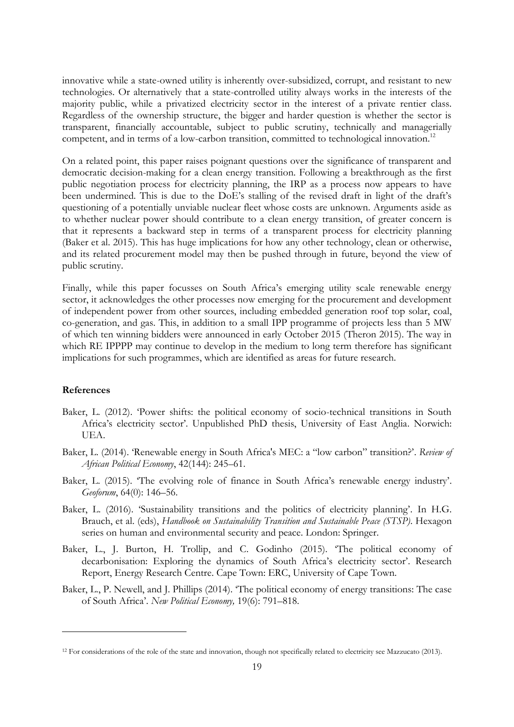innovative while a state-owned utility is inherently over-subsidized, corrupt, and resistant to new technologies. Or alternatively that a state-controlled utility always works in the interests of the majority public, while a privatized electricity sector in the interest of a private rentier class. Regardless of the ownership structure, the bigger and harder question is whether the sector is transparent, financially accountable, subject to public scrutiny, technically and managerially competent, and in terms of a low-carbon transition, committed to technological innovation.[12]

On a related point, this paper raises poignant questions over the significance of transparent and democratic decision-making for a clean energy transition. Following a breakthrough as the first public negotiation process for electricity planning, the IRP as a process now appears to have been undermined. This is due to the DoE's stalling of the revised draft in light of the draft's questioning of a potentially unviable nuclear fleet whose costs are unknown. Arguments aside as to whether nuclear power should contribute to a clean energy transition, of greater concern is that it represents a backward step in terms of a transparent process for electricity planning (Baker et al. 2015). This has huge implications for how any other technology, clean or otherwise, and its related procurement model may then be pushed through in future, beyond the view of public scrutiny.

Finally, while this paper focusses on South Africa's emerging utility scale renewable energy sector, it acknowledges the other processes now emerging for the procurement and development of independent power from other sources, including embedded generation roof top solar, coal, co-generation, and gas. This, in addition to a small IPP programme of projects less than 5 MW of which ten winning bidders were announced in early October 2015 (Theron 2015). The way in which RE IPPPP may continue to develop in the medium to long term therefore has significant implications for such programmes, which are identified as areas for future research.

## References

Baker, L. (2012). 'Power shifts: the political economy of socio-technical transitions in South Africa's electricity sector'. Unpublished PhD thesis, University of East Anglia. Norwich: UEA.

Baker, L. (2014). 'Renewable energy in South Africa's MEC: a "low carbon" transition?'. *Review of African Political Economy*, 42(144): 245–61.

Baker, L. (2015). 'The evolving role of finance in South Africa's renewable energy industry'. *Geoforum*, 64(0): 146–56.

Baker, L. (2016). 'Sustainability transitions and the politics of electricity planning'. In H.G. Brauch, et al. (eds), *Handbook on Sustainability Transition and Sustainable Peace (STSP)*. Hexagon series on human and environmental security and peace. London: Springer.

Baker, L., J. Burton, H. Trollip, and C. Godinho (2015). 'The political economy of decarbonisation: Exploring the dynamics of South Africa's electricity sector'. Research Report, Energy Research Centre. Cape Town: ERC, University of Cape Town.

Baker, L., P. Newell, and J. Phillips (2014). 'The political economy of energy transitions: The case of South Africa'. *New Political Economy,* 19(6): 791–818.

---

[12] For considerations of the role of the state and innovation, though not specifically related to electricity see Mazzucato (2013).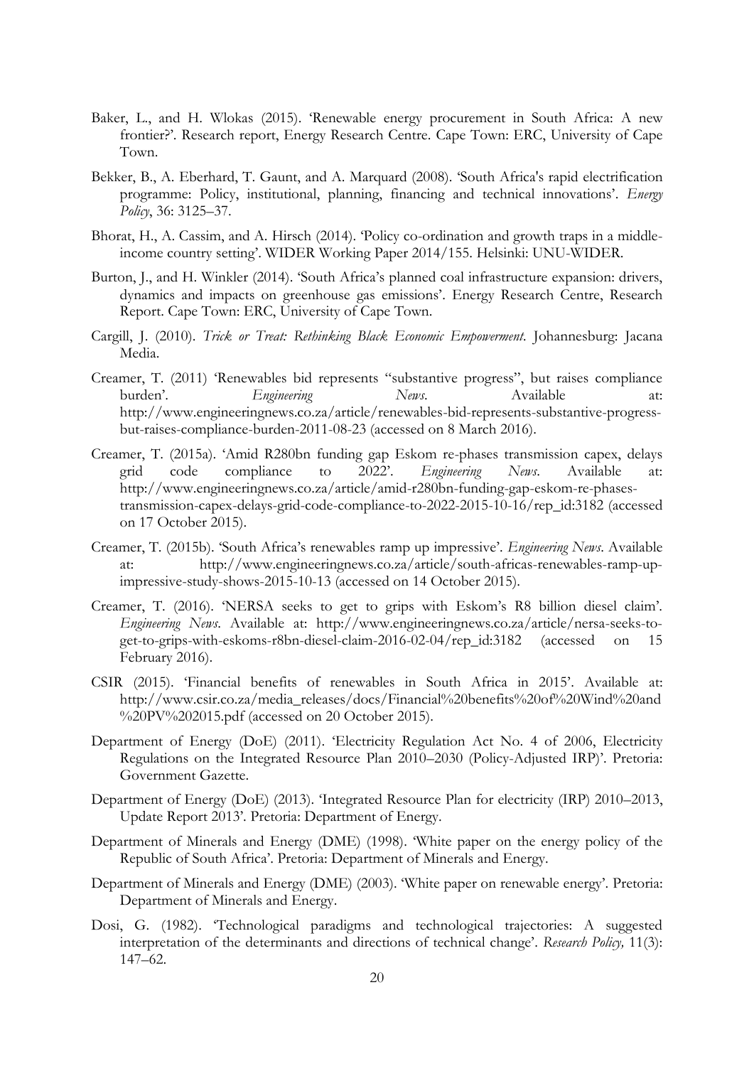Baker, L., and H. Wlokas (2015). 'Renewable energy procurement in South Africa: A new frontier?'. Research report, Energy Research Centre. Cape Town: ERC, University of Cape Town.

Bekker, B., A. Eberhard, T. Gaunt, and A. Marquard (2008). 'South Africa's rapid electrification programme: Policy, institutional, planning, financing and technical innovations'. *Energy Policy*, 36: 3125–37.

Bhorat, H., A. Cassim, and A. Hirsch (2014). 'Policy co-ordination and growth traps in a middle-income country setting'. WIDER Working Paper 2014/155. Helsinki: UNU-WIDER.

Burton, J., and H. Winkler (2014). 'South Africa's planned coal infrastructure expansion: drivers, dynamics and impacts on greenhouse gas emissions'. Energy Research Centre, Research Report. Cape Town: ERC, University of Cape Town.

Cargill, J. (2010). *Trick or Treat: Rethinking Black Economic Empowerment*. Johannesburg: Jacana Media.

Creamer, T. (2011) 'Renewables bid represents "substantive progress", but raises compliance burden'. *Engineering News*. Available at: http://www.engineeringnews.co.za/article/renewables-bid-represents-substantive-progress-but-raises-compliance-burden-2011-08-23 (accessed on 8 March 2016).

Creamer, T. (2015a). 'Amid R280bn funding gap Eskom re-phases transmission capex, delays grid code compliance to 2022'. *Engineering News*. Available at: http://www.engineeringnews.co.za/article/amid-r280bn-funding-gap-eskom-re-phases-transmission-capex-delays-grid-code-compliance-to-2022-2015-10-16/rep_id:3182 (accessed on 17 October 2015).

Creamer, T. (2015b). 'South Africa's renewables ramp up impressive'. *Engineering News*. Available at: http://www.engineeringnews.co.za/article/south-africas-renewables-ramp-up-impressive-study-shows-2015-10-13 (accessed on 14 October 2015).

Creamer, T. (2016). 'NERSA seeks to get to grips with Eskom's R8 billion diesel claim'. *Engineering News*. Available at: http://www.engineeringnews.co.za/article/nersa-seeks-to-get-to-grips-with-eskoms-r8bn-diesel-claim-2016-02-04/rep_id:3182 (accessed on 15 February 2016).

CSIR (2015). 'Financial benefits of renewables in South Africa in 2015'. Available at: http://www.csir.co.za/media_releases/docs/Financial%20benefits%20of%20Wind%20and%20PV%202015.pdf (accessed on 20 October 2015).

Department of Energy (DoE) (2011). 'Electricity Regulation Act No. 4 of 2006, Electricity Regulations on the Integrated Resource Plan 2010–2030 (Policy-Adjusted IRP)'. Pretoria: Government Gazette.

Department of Energy (DoE) (2013). 'Integrated Resource Plan for electricity (IRP) 2010–2013, Update Report 2013'. Pretoria: Department of Energy.

Department of Minerals and Energy (DME) (1998). 'White paper on the energy policy of the Republic of South Africa'. Pretoria: Department of Minerals and Energy.

Department of Minerals and Energy (DME) (2003). 'White paper on renewable energy'. Pretoria: Department of Minerals and Energy.

Dosi, G. (1982). 'Technological paradigms and technological trajectories: A suggested interpretation of the determinants and directions of technical change'. *Research Policy,* 11(3): 147–62.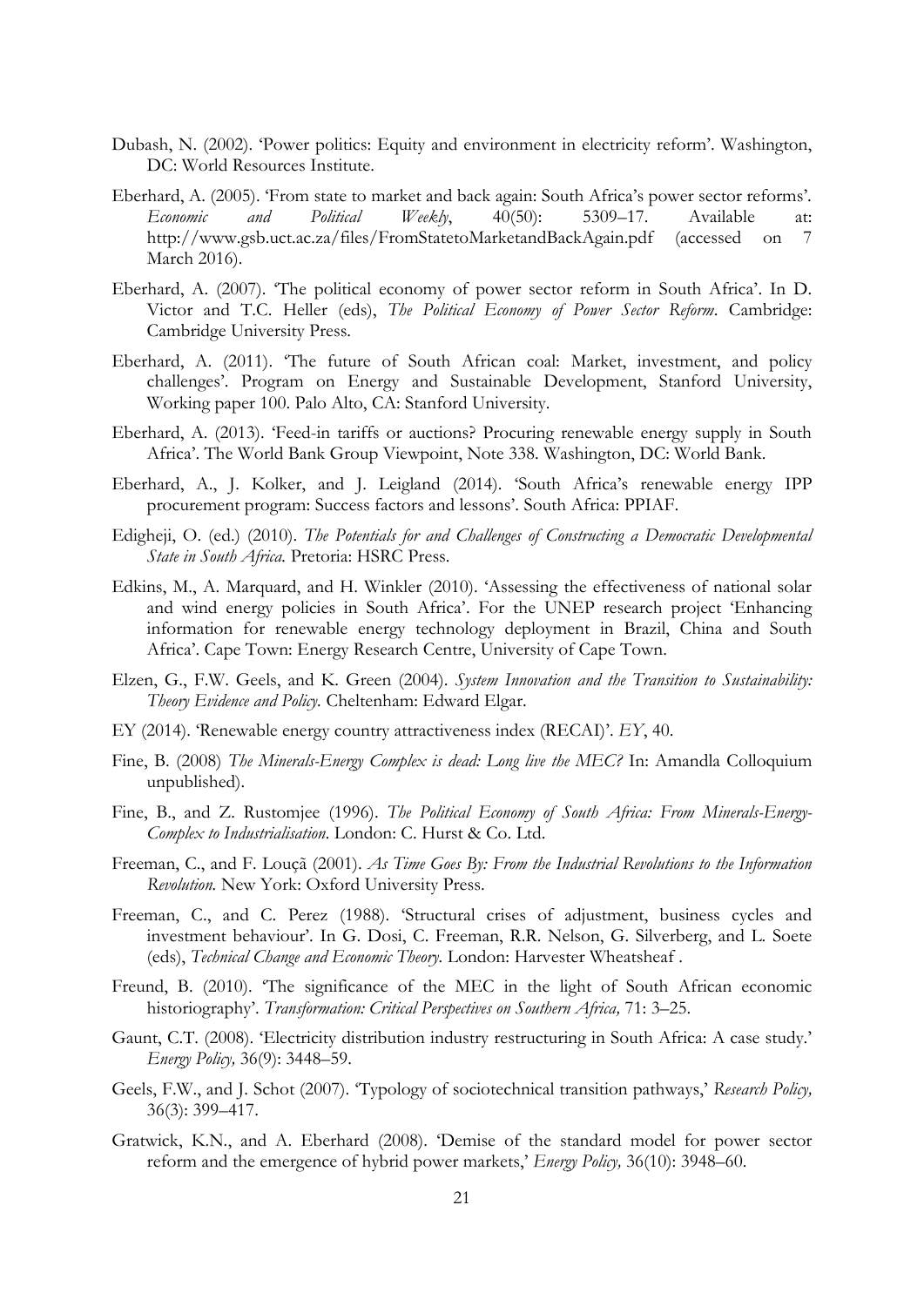Dubash, N. (2002). 'Power politics: Equity and environment in electricity reform'. Washington, DC: World Resources Institute.

Eberhard, A. (2005). 'From state to market and back again: South Africa's power sector reforms'. *Economic and Political Weekly*, 40(50): 5309–17. Available at: http://www.gsb.uct.ac.za/files/FromStatetoMarketandBackAgain.pdf (accessed on 7 March 2016).

Eberhard, A. (2007). 'The political economy of power sector reform in South Africa'. In D. Victor and T.C. Heller (eds), *The Political Economy of Power Sector Reform*. Cambridge: Cambridge University Press.

Eberhard, A. (2011). 'The future of South African coal: Market, investment, and policy challenges'. Program on Energy and Sustainable Development, Stanford University, Working paper 100. Palo Alto, CA: Stanford University.

Eberhard, A. (2013). 'Feed-in tariffs or auctions? Procuring renewable energy supply in South Africa'. The World Bank Group Viewpoint, Note 338. Washington, DC: World Bank.

Eberhard, A., J. Kolker, and J. Leigland (2014). 'South Africa's renewable energy IPP procurement program: Success factors and lessons'. South Africa: PPIAF.

Edigheji, O. (ed.) (2010). *The Potentials for and Challenges of Constructing a Democratic Developmental State in South Africa.* Pretoria: HSRC Press.

Edkins, M., A. Marquard, and H. Winkler (2010). 'Assessing the effectiveness of national solar and wind energy policies in South Africa'. For the UNEP research project 'Enhancing information for renewable energy technology deployment in Brazil, China and South Africa'. Cape Town: Energy Research Centre, University of Cape Town.

Elzen, G., F.W. Geels, and K. Green (2004). *System Innovation and the Transition to Sustainability: Theory Evidence and Policy.* Cheltenham: Edward Elgar.

EY (2014). 'Renewable energy country attractiveness index (RECAI)'. *EY*, 40.

Fine, B. (2008) *The Minerals-Energy Complex is dead: Long live the MEC?* In: Amandla Colloquium unpublished).

Fine, B., and Z. Rustomjee (1996). *The Political Economy of South Africa: From Minerals-Energy-Complex to Industrialisation*. London: C. Hurst & Co. Ltd.

Freeman, C., and F. Louçã (2001). *As Time Goes By: From the Industrial Revolutions to the Information Revolution.* New York: Oxford University Press.

Freeman, C., and C. Perez (1988). 'Structural crises of adjustment, business cycles and investment behaviour'. In G. Dosi, C. Freeman, R.R. Nelson, G. Silverberg, and L. Soete (eds), *Technical Change and Economic Theory.* London: Harvester Wheatsheaf .

Freund, B. (2010). 'The significance of the MEC in the light of South African economic historiography'. *Transformation: Critical Perspectives on Southern Africa,* 71: 3–25.

Gaunt, C.T. (2008). 'Electricity distribution industry restructuring in South Africa: A case study.' *Energy Policy,* 36(9): 3448–59.

Geels, F.W., and J. Schot (2007). 'Typology of sociotechnical transition pathways,' *Research Policy,* 36(3): 399–417.

Gratwick, K.N., and A. Eberhard (2008). 'Demise of the standard model for power sector reform and the emergence of hybrid power markets,' *Energy Policy,* 36(10): 3948–60.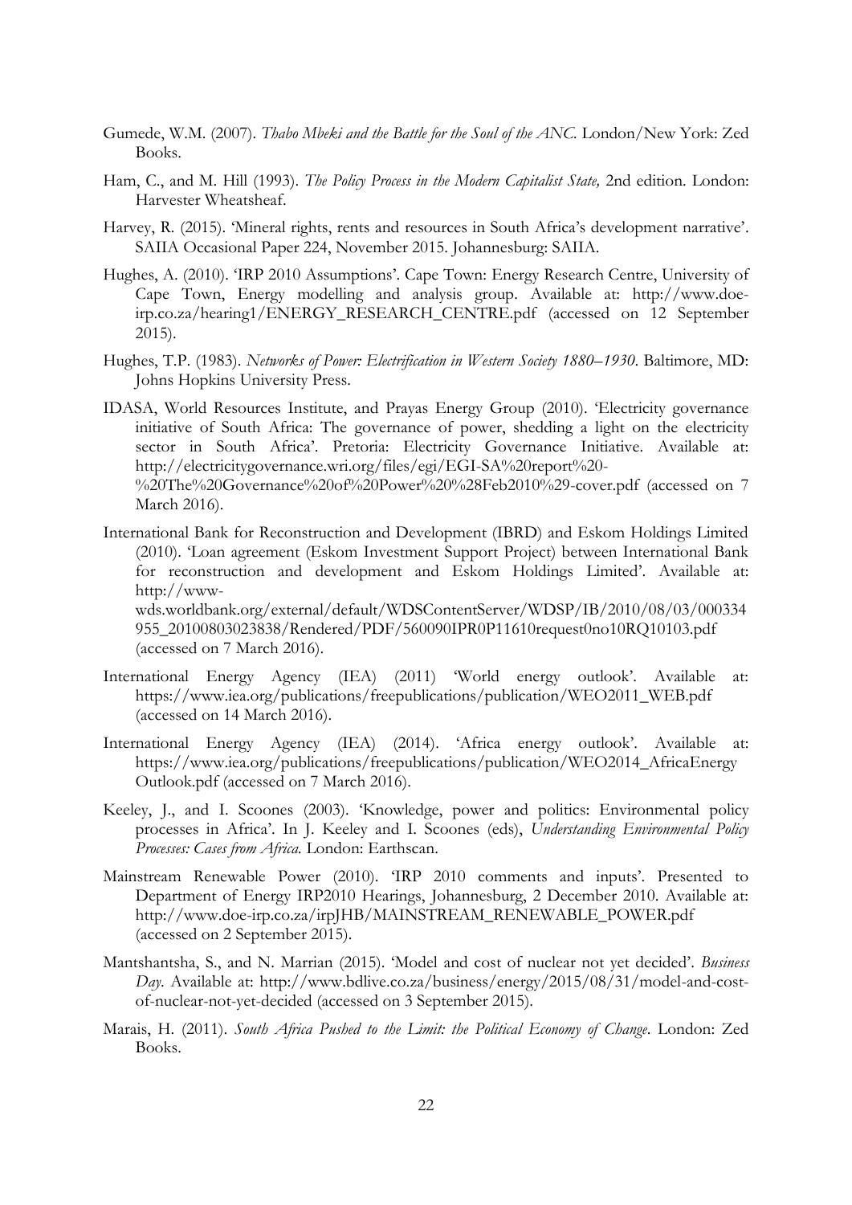Gumede, W.M. (2007). *Thabo Mbeki and the Battle for the Soul of the ANC*. London/New York: Zed Books.

Ham, C., and M. Hill (1993). *The Policy Process in the Modern Capitalist State,* 2nd edition. London: Harvester Wheatsheaf.

Harvey, R. (2015). 'Mineral rights, rents and resources in South Africa's development narrative'. SAIIA Occasional Paper 224, November 2015. Johannesburg: SAIIA.

Hughes, A. (2010). 'IRP 2010 Assumptions'. Cape Town: Energy Research Centre, University of Cape Town, Energy modelling and analysis group. Available at: http://www.doe-irp.co.za/hearing1/ENERGY_RESEARCH_CENTRE.pdf (accessed on 12 September 2015).

Hughes, T.P. (1983). *Networks of Power: Electrification in Western Society 1880–1930*. Baltimore, MD: Johns Hopkins University Press.

IDASA, World Resources Institute, and Prayas Energy Group (2010). 'Electricity governance initiative of South Africa: The governance of power, shedding a light on the electricity sector in South Africa'. Pretoria: Electricity Governance Initiative. Available at: http://electricitygovernance.wri.org/files/egi/EGI-SA%20report%20-%20The%20Governance%20of%20Power%20%28Feb2010%29-cover.pdf (accessed on 7 March 2016).

International Bank for Reconstruction and Development (IBRD) and Eskom Holdings Limited (2010). 'Loan agreement (Eskom Investment Support Project) between International Bank for reconstruction and development and Eskom Holdings Limited'. Available at: http://www-wds.worldbank.org/external/default/WDSContentServer/WDSP/IB/2010/08/03/000334955_20100803023838/Rendered/PDF/560090IPR0P11610request0no10RQ10103.pdf (accessed on 7 March 2016).

International Energy Agency (IEA) (2011) 'World energy outlook'. Available at: https://www.iea.org/publications/freepublications/publication/WEO2011_WEB.pdf (accessed on 14 March 2016).

International Energy Agency (IEA) (2014). 'Africa energy outlook'. Available at: https://www.iea.org/publications/freepublications/publication/WEO2014_AfricaEnergyOutlook.pdf (accessed on 7 March 2016).

Keeley, J., and I. Scoones (2003). 'Knowledge, power and politics: Environmental policy processes in Africa'. In J. Keeley and I. Scoones (eds), *Understanding Environmental Policy Processes: Cases from Africa.* London: Earthscan.

Mainstream Renewable Power (2010). 'IRP 2010 comments and inputs'. Presented to Department of Energy IRP2010 Hearings, Johannesburg, 2 December 2010. Available at: http://www.doe-irp.co.za/irpJHB/MAINSTREAM_RENEWABLE_POWER.pdf (accessed on 2 September 2015).

Mantshantsha, S., and N. Marrian (2015). 'Model and cost of nuclear not yet decided'. *Business Day*. Available at: http://www.bdlive.co.za/business/energy/2015/08/31/model-and-cost-of-nuclear-not-yet-decided (accessed on 3 September 2015).

Marais, H. (2011). *South Africa Pushed to the Limit: the Political Economy of Change*. London: Zed Books.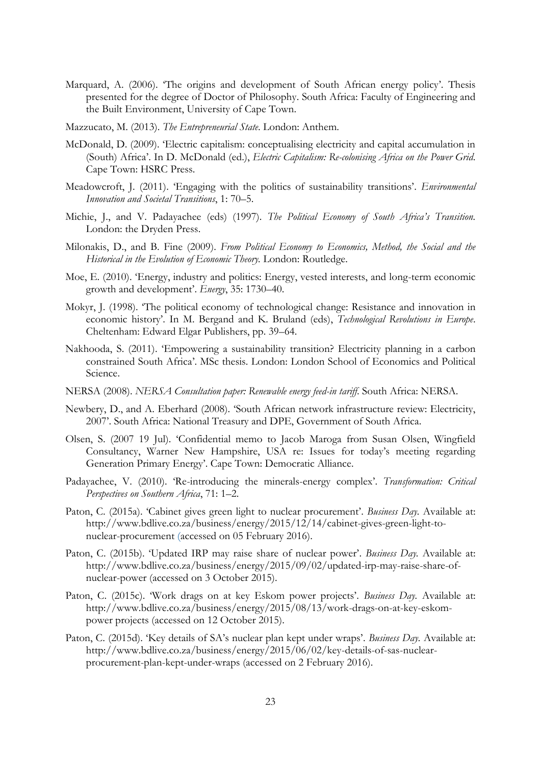Marquard, A. (2006). 'The origins and development of South African energy policy'. Thesis presented for the degree of Doctor of Philosophy. South Africa: Faculty of Engineering and the Built Environment, University of Cape Town.

Mazzucato, M. (2013). *The Entrepreneurial State*. London: Anthem.

McDonald, D. (2009). 'Electric capitalism: conceptualising electricity and capital accumulation in (South) Africa'. In D. McDonald (ed.), *Electric Capitalism: Re-colonising Africa on the Power Grid*. Cape Town: HSRC Press.

Meadowcroft, J. (2011). 'Engaging with the politics of sustainability transitions'. *Environmental Innovation and Societal Transitions*, 1: 70–5.

Michie, J., and V. Padayachee (eds) (1997). *The Political Economy of South Africa's Transition*. London: the Dryden Press.

Milonakis, D., and B. Fine (2009). *From Political Economy to Economics, Method, the Social and the Historical in the Evolution of Economic Theory*. London: Routledge.

Moe, E. (2010). 'Energy, industry and politics: Energy, vested interests, and long-term economic growth and development'. *Energy*, 35: 1730–40.

Mokyr, J. (1998). 'The political economy of technological change: Resistance and innovation in economic history'. In M. Bergand and K. Bruland (eds), *Technological Revolutions in Europe*. Cheltenham: Edward Elgar Publishers, pp. 39–64.

Nakhooda, S. (2011). 'Empowering a sustainability transition? Electricity planning in a carbon constrained South Africa'. MSc thesis. London: London School of Economics and Political Science.

NERSA (2008). *NERSA Consultation paper: Renewable energy feed-in tariff*. South Africa: NERSA.

Newbery, D., and A. Eberhard (2008). 'South African network infrastructure review: Electricity, 2007'. South Africa: National Treasury and DPE, Government of South Africa.

Olsen, S. (2007 19 Jul). 'Confidential memo to Jacob Maroga from Susan Olsen, Wingfield Consultancy, Warner New Hampshire, USA re: Issues for today's meeting regarding Generation Primary Energy'. Cape Town: Democratic Alliance.

Padayachee, V. (2010). 'Re-introducing the minerals-energy complex'. *Transformation: Critical Perspectives on Southern Africa*, 71: 1–2.

Paton, C. (2015a). 'Cabinet gives green light to nuclear procurement'. *Business Day*. Available at: http://www.bdlive.co.za/business/energy/2015/12/14/cabinet-gives-green-light-to-nuclear-procurement (accessed on 05 February 2016).

Paton, C. (2015b). 'Updated IRP may raise share of nuclear power'. *Business Day*. Available at: http://www.bdlive.co.za/business/energy/2015/09/02/updated-irp-may-raise-share-of-nuclear-power (accessed on 3 October 2015).

Paton, C. (2015c). 'Work drags on at key Eskom power projects'. *Business Day*. Available at: http://www.bdlive.co.za/business/energy/2015/08/13/work-drags-on-at-key-eskom-power projects (accessed on 12 October 2015).

Paton, C. (2015d). 'Key details of SA's nuclear plan kept under wraps'. *Business Day*. Available at: http://www.bdlive.co.za/business/energy/2015/06/02/key-details-of-sas-nuclear-procurement-plan-kept-under-wraps (accessed on 2 February 2016).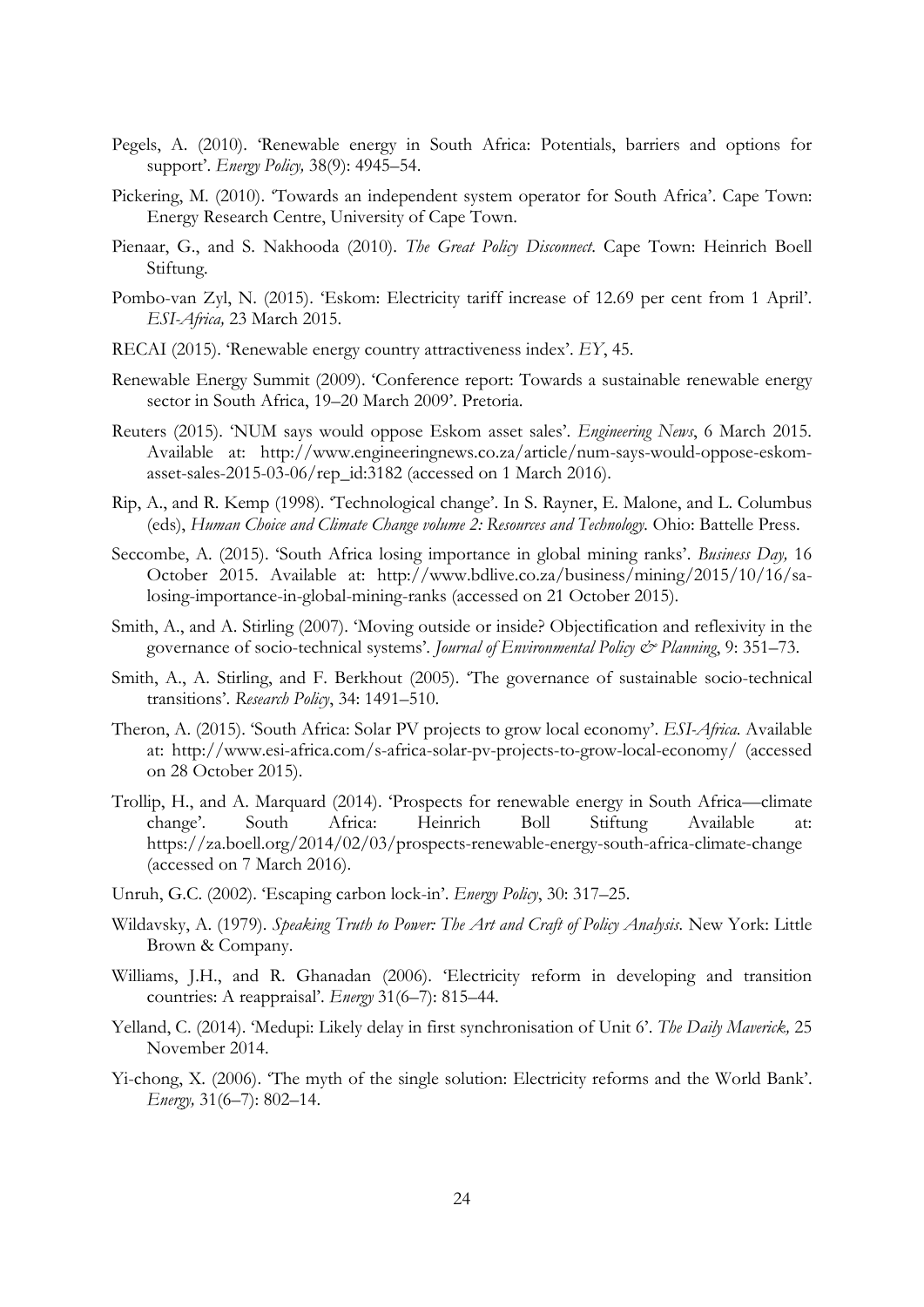Pegels, A. (2010). 'Renewable energy in South Africa: Potentials, barriers and options for support'. *Energy Policy,* 38(9): 4945–54.

Pickering, M. (2010). 'Towards an independent system operator for South Africa'. Cape Town: Energy Research Centre, University of Cape Town.

Pienaar, G., and S. Nakhooda (2010). *The Great Policy Disconnect.* Cape Town: Heinrich Boell Stiftung.

Pombo-van Zyl, N. (2015). 'Eskom: Electricity tariff increase of 12.69 per cent from 1 April'. *ESI-Africa,* 23 March 2015.

RECAI (2015). 'Renewable energy country attractiveness index'. *EY*, 45.

Renewable Energy Summit (2009). 'Conference report: Towards a sustainable renewable energy sector in South Africa, 19–20 March 2009'. Pretoria.

Reuters (2015). 'NUM says would oppose Eskom asset sales'. *Engineering News*, 6 March 2015. Available at: http://www.engineeringnews.co.za/article/num-says-would-oppose-eskom-asset-sales-2015-03-06/rep_id:3182 (accessed on 1 March 2016).

Rip, A., and R. Kemp (1998). 'Technological change'. In S. Rayner, E. Malone, and L. Columbus (eds), *Human Choice and Climate Change volume 2: Resources and Technology.* Ohio: Battelle Press.

Seccombe, A. (2015). 'South Africa losing importance in global mining ranks'. *Business Day,* 16 October 2015. Available at: http://www.bdlive.co.za/business/mining/2015/10/16/sa-losing-importance-in-global-mining-ranks (accessed on 21 October 2015).

Smith, A., and A. Stirling (2007). 'Moving outside or inside? Objectification and reflexivity in the governance of socio-technical systems'. *Journal of Environmental Policy & Planning*, 9: 351–73.

Smith, A., A. Stirling, and F. Berkhout (2005). 'The governance of sustainable socio-technical transitions'. *Research Policy*, 34: 1491–510.

Theron, A. (2015). 'South Africa: Solar PV projects to grow local economy'. *ESI-Africa.* Available at: http://www.esi-africa.com/s-africa-solar-pv-projects-to-grow-local-economy/ (accessed on 28 October 2015).

Trollip, H., and A. Marquard (2014). 'Prospects for renewable energy in South Africa—climate change'. South Africa: Heinrich Boll Stiftung Available at: https://za.boell.org/2014/02/03/prospects-renewable-energy-south-africa-climate-change (accessed on 7 March 2016).

Unruh, G.C. (2002). 'Escaping carbon lock-in'. *Energy Policy*, 30: 317–25.

Wildavsky, A. (1979). *Speaking Truth to Power: The Art and Craft of Policy Analysis.* New York: Little Brown & Company.

Williams, J.H., and R. Ghanadan (2006). 'Electricity reform in developing and transition countries: A reappraisal'. *Energy* 31(6–7): 815–44.

Yelland, C. (2014). 'Medupi: Likely delay in first synchronisation of Unit 6'. *The Daily Maverick,* 25 November 2014.

Yi-chong, X. (2006). 'The myth of the single solution: Electricity reforms and the World Bank'. *Energy,* 31(6–7): 802–14.